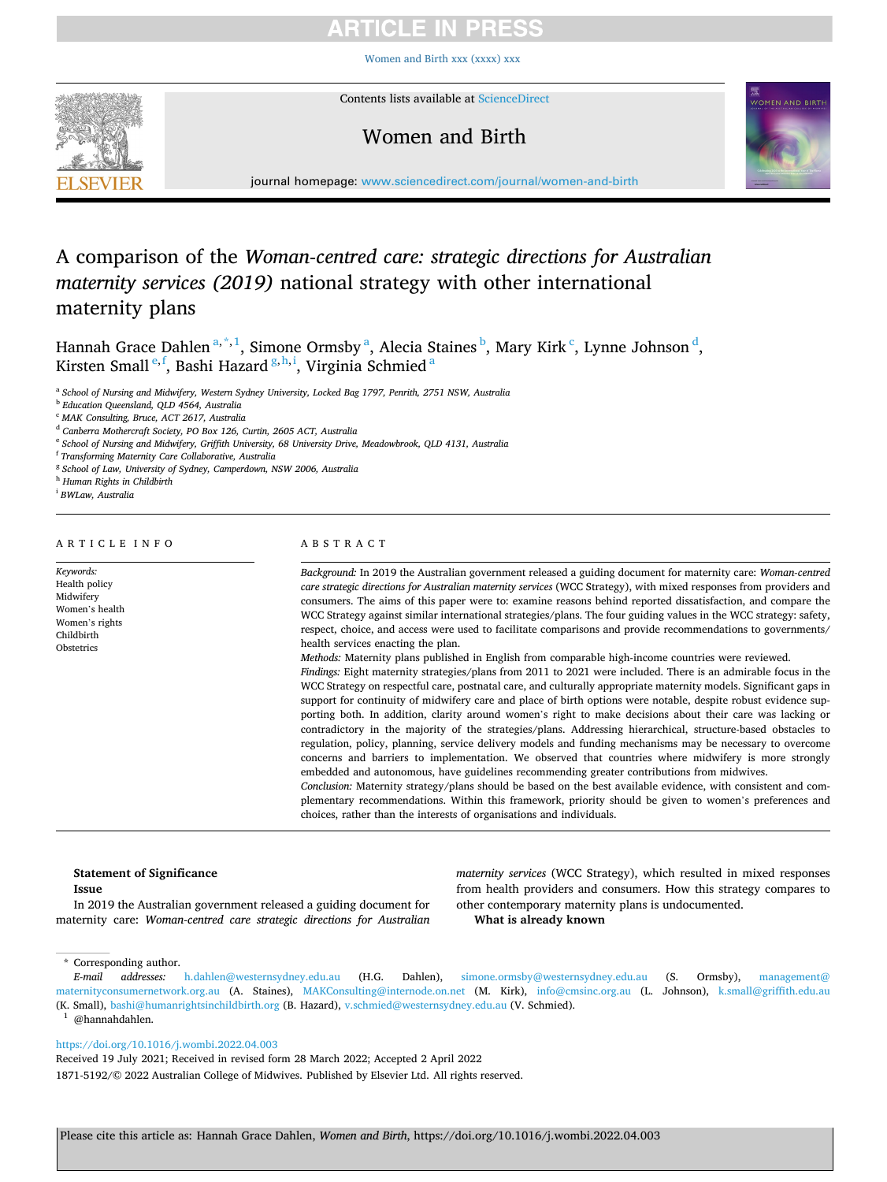# A comparison of the *Woman-centred care: strategic directions for Australian maternity services (2019)* national strategy with other international maternity plans

Hannah Grace Dahlen[a,*,1], Simone Ormsby[a], Alecia Staines[b], Mary Kirk[c], Lynne Johnson[d], Kirsten Small[e,f], Bashi Hazard[g,h,i], Virginia Schmied[a]

[a] School of Nursing and Midwifery, Western Sydney University, Locked Bag 1797, Penrith, 2751 NSW, Australia
[b] Education Queensland, QLD 4564, Australia
[c] MAK Consulting, Bruce, ACT 2617, Australia
[d] Canberra Mothercraft Society, PO Box 126, Curtin, 2605 ACT, Australia
[e] School of Nursing and Midwifery, Griffith University, 68 University Drive, Meadowbrook, QLD 4131, Australia
[f] Transforming Maternity Care Collaborative, Australia
[g] School of Law, University of Sydney, Camperdown, NSW 2006, Australia
[h] Human Rights in Childbirth
[i] BWLaw, Australia

## ARTICLE INFO

*Keywords:*
Health policy
Midwifery
Women's health
Women's rights
Childbirth
Obstetrics

## ABSTRACT

*Background:* In 2019 the Australian government released a guiding document for maternity care: *Woman-centred care strategic directions for Australian maternity services* (WCC Strategy), with mixed responses from providers and consumers. The aims of this paper were to: examine reasons behind reported dissatisfaction, and compare the WCC Strategy against similar international strategies/plans. The four guiding values in the WCC strategy: safety, respect, choice, and access were used to facilitate comparisons and provide recommendations to governments/ health services enacting the plan.

*Methods:* Maternity plans published in English from comparable high-income countries were reviewed.

*Findings:* Eight maternity strategies/plans from 2011 to 2021 were included. There is an admirable focus in the WCC Strategy on respectful care, postnatal care, and culturally appropriate maternity models. Significant gaps in support for continuity of midwifery care and place of birth options were notable, despite robust evidence supporting both. In addition, clarity around women's right to make decisions about their care was lacking or contradictory in the majority of the strategies/plans. Addressing hierarchical, structure-based obstacles to regulation, policy, planning, service delivery models and funding mechanisms may be necessary to overcome concerns and barriers to implementation. We observed that countries where midwifery is more strongly embedded and autonomous, have guidelines recommending greater contributions from midwives.

*Conclusion:* Maternity strategy/plans should be based on the best available evidence, with consistent and complementary recommendations. Within this framework, priority should be given to women's preferences and choices, rather than the interests of organisations and individuals.

**Statement of Significance**

**Issue**

In 2019 the Australian government released a guiding document for maternity care: *Woman-centred care strategic directions for Australian maternity services* (WCC Strategy), which resulted in mixed responses from health providers and consumers. How this strategy compares to other contemporary maternity plans is undocumented.

**What is already known**

\* Corresponding author.
*E-mail addresses:* h.dahlen@westernsydney.edu.au (H.G. Dahlen), simone.ormsby@westernsydney.edu.au (S. Ormsby), management@maternityconsumernetwork.org.au (A. Staines), MAKConsulting@internode.on.net (M. Kirk), info@cmsinc.org.au (L. Johnson), k.small@griffith.edu.au (K. Small), bashi@humanrightsinchildbirth.org (B. Hazard), v.schmied@westernsydney.edu.au (V. Schmied).
[1] @hannahdahlen.

https://doi.org/10.1016/j.wombi.2022.04.003
Received 19 July 2021; Received in revised form 28 March 2022; Accepted 2 April 2022
1871-5192/© 2022 Australian College of Midwives. Published by Elsevier Ltd. All rights reserved.

Please cite this article as: Hannah Grace Dahlen, *Women and Birth*, https://doi.org/10.1016/j.wombi.2022.04.003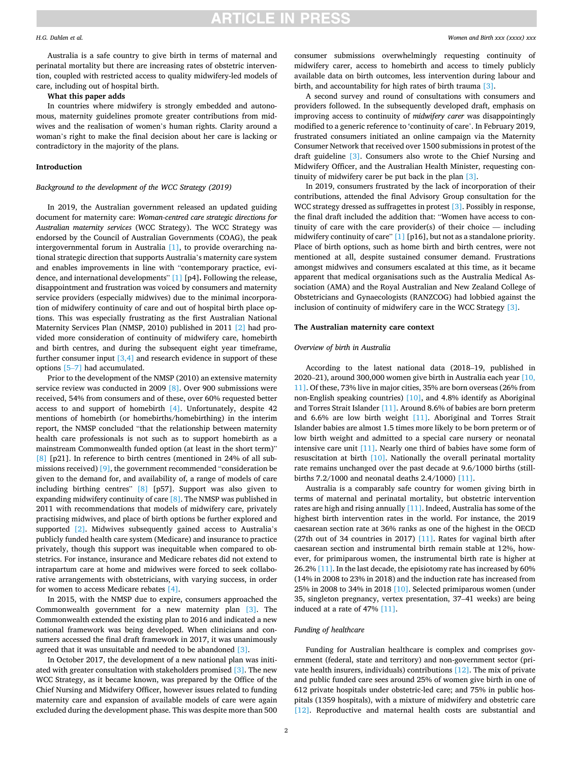Australia is a safe country to give birth in terms of maternal and perinatal mortality but there are increasing rates of obstetric intervention, coupled with restricted access to quality midwifery-led models of care, including out of hospital birth.

**What this paper adds**

In countries where midwifery is strongly embedded and autonomous, maternity guidelines promote greater contributions from midwives and the realisation of women's human rights. Clarity around a woman's right to make the final decision about her care is lacking or contradictory in the majority of the plans.

## Introduction

### *Background to the development of the WCC Strategy (2019)*

In 2019, the Australian government released an updated guiding document for maternity care: *Woman-centred care strategic directions for Australian maternity services* (WCC Strategy). The WCC Strategy was endorsed by the Council of Australian Governments (COAG), the peak intergovernmental forum in Australia [1], to provide overarching national strategic direction that supports Australia's maternity care system and enables improvements in line with "contemporary practice, evidence, and international developments" [1] [p4]**.** Following the release, disappointment and frustration was voiced by consumers and maternity service providers (especially midwives) due to the minimal incorporation of midwifery continuity of care and out of hospital birth place options. This was especially frustrating as the first Australian National Maternity Services Plan (NMSP, 2010) published in 2011 [2] had provided more consideration of continuity of midwifery care, homebirth and birth centres, and during the subsequent eight year timeframe, further consumer input [3,4] and research evidence in support of these options [5–7] had accumulated.

Prior to the development of the NMSP (2010) an extensive maternity service review was conducted in 2009 [8]. Over 900 submissions were received, 54% from consumers and of these, over 60% requested better access to and support of homebirth [4]. Unfortunately, despite 42 mentions of homebirth (or homebirths/homebirthing) in the interim report, the NMSP concluded "that the relationship between maternity health care professionals is not such as to support homebirth as a mainstream Commonwealth funded option (at least in the short term)" [8] [p21]. In reference to birth centres (mentioned in 24% of all submissions received) [9], the government recommended "consideration be given to the demand for, and availability of, a range of models of care including birthing centres" [8] [p57]. Support was also given to expanding midwifery continuity of care [8]. The NMSP was published in 2011 with recommendations that models of midwifery care, privately practising midwives, and place of birth options be further explored and supported [2]. Midwives subsequently gained access to Australia's publicly funded health care system (Medicare) and insurance to practice privately, though this support was inequitable when compared to obstetrics. For instance, insurance and Medicare rebates did not extend to intrapartum care at home and midwives were forced to seek collaborative arrangements with obstetricians, with varying success, in order for women to access Medicare rebates [4].

In 2015, with the NMSP due to expire, consumers approached the Commonwealth government for a new maternity plan [3]. The Commonwealth extended the existing plan to 2016 and indicated a new national framework was being developed. When clinicians and consumers accessed the final draft framework in 2017, it was unanimously agreed that it was unsuitable and needed to be abandoned [3].

In October 2017, the development of a new national plan was initiated with greater consultation with stakeholders promised [3]. The new WCC Strategy, as it became known, was prepared by the Office of the Chief Nursing and Midwifery Officer, however issues related to funding maternity care and expansion of available models of care were again excluded during the development phase. This was despite more than 500 consumer submissions overwhelmingly requesting continuity of midwifery carer, access to homebirth and access to timely publicly available data on birth outcomes, less intervention during labour and birth, and accountability for high rates of birth trauma [3].

A second survey and round of consultations with consumers and providers followed. In the subsequently developed draft, emphasis on improving access to continuity of *midwifery carer* was disappointingly modified to a generic reference to 'continuity of care'. In February 2019, frustrated consumers initiated an online campaign via the Maternity Consumer Network that received over 1500 submissions in protest of the draft guideline [3]. Consumers also wrote to the Chief Nursing and Midwifery Officer, and the Australian Health Minister, requesting continuity of midwifery carer be put back in the plan [3].

In 2019, consumers frustrated by the lack of incorporation of their contributions, attended the final Advisory Group consultation for the WCC strategy dressed as suffragettes in protest [3]. Possibly in response, the final draft included the addition that: "Women have access to continuity of care with the care provider(s) of their choice — including midwifery continuity of care" [1] [p16], but not as a standalone priority. Place of birth options, such as home birth and birth centres, were not mentioned at all, despite sustained consumer demand. Frustrations amongst midwives and consumers escalated at this time, as it became apparent that medical organisations such as the Australia Medical Association (AMA) and the Royal Australian and New Zealand College of Obstetricians and Gynaecologists (RANZCOG) had lobbied against the inclusion of continuity of midwifery care in the WCC Strategy [3].

## The Australian maternity care context

### *Overview of birth in Australia*

According to the latest national data (2018–19, published in 2020–21), around 300,000 women give birth in Australia each year [10, 11]. Of these, 73% live in major cities, 35% are born overseas (26% from non-English speaking countries) [10], and 4.8% identify as Aboriginal and Torres Strait Islander [11]. Around 8.6% of babies are born preterm and 6.6% are low birth weight [11]. Aboriginal and Torres Strait Islander babies are almost 1.5 times more likely to be born preterm or of low birth weight and admitted to a special care nursery or neonatal intensive care unit [11]. Nearly one third of babies have some form of resuscitation at birth [10]. Nationally the overall perinatal mortality rate remains unchanged over the past decade at 9.6/1000 births (stillbirths 7.2/1000 and neonatal deaths 2.4/1000) [11].

Australia is a comparably safe country for women giving birth in terms of maternal and perinatal mortality, but obstetric intervention rates are high and rising annually [11]. Indeed, Australia has some of the highest birth intervention rates in the world. For instance, the 2019 caesarean section rate at 36% ranks as one of the highest in the OECD (27th out of 34 countries in 2017) [11]. Rates for vaginal birth after caesarean section and instrumental birth remain stable at 12%, however, for primiparous women, the instrumental birth rate is higher at 26.2% [11]. In the last decade, the episiotomy rate has increased by 60% (14% in 2008 to 23% in 2018) and the induction rate has increased from 25% in 2008 to 34% in 2018 [10]. Selected primiparous women (under 35, singleton pregnancy, vertex presentation, 37–41 weeks) are being induced at a rate of 47% [11].

### *Funding of healthcare*

Funding for Australian healthcare is complex and comprises government (federal, state and territory) and non-government sector (private health insurers, individuals) contributions [12]. The mix of private and public funded care sees around 25% of women give birth in one of 612 private hospitals under obstetric-led care; and 75% in public hospitals (1359 hospitals), with a mixture of midwifery and obstetric care [12]. Reproductive and maternal health costs are substantial and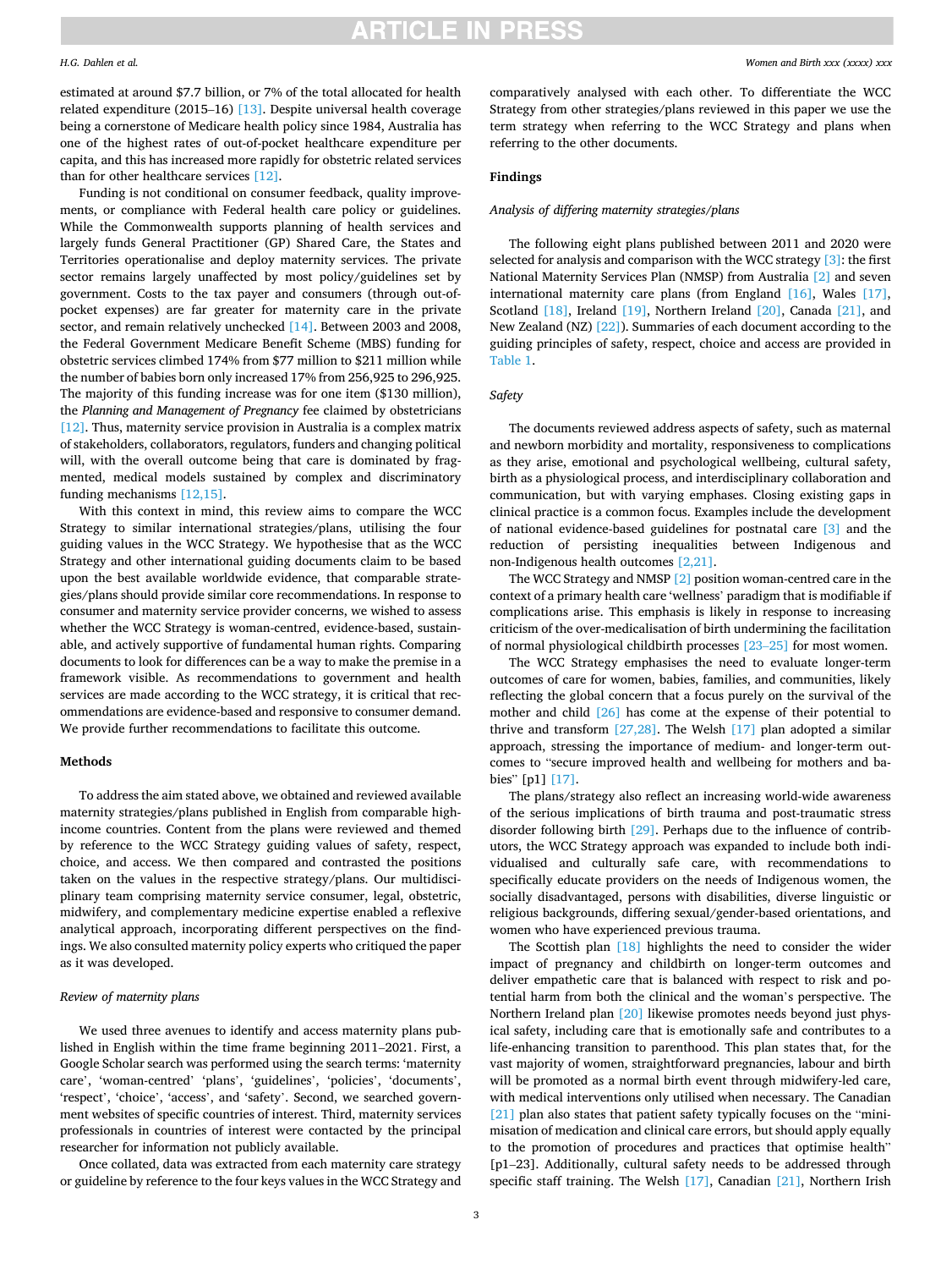estimated at around $7.7 billion, or 7% of the total allocated for health related expenditure (2015–16) [13]. Despite universal health coverage being a cornerstone of Medicare health policy since 1984, Australia has one of the highest rates of out-of-pocket healthcare expenditure per capita, and this has increased more rapidly for obstetric related services than for other healthcare services [12].

Funding is not conditional on consumer feedback, quality improvements, or compliance with Federal health care policy or guidelines. While the Commonwealth supports planning of health services and largely funds General Practitioner (GP) Shared Care, the States and Territories operationalise and deploy maternity services. The private sector remains largely unaffected by most policy/guidelines set by government. Costs to the tax payer and consumers (through out-of-pocket expenses) are far greater for maternity care in the private sector, and remain relatively unchecked [14]. Between 2003 and 2008, the Federal Government Medicare Benefit Scheme (MBS) funding for obstetric services climbed 174% from $77 million to $211 million while the number of babies born only increased 17% from 256,925 to 296,925. The majority of this funding increase was for one item ($130 million), the *Planning and Management of Pregnancy* fee claimed by obstetricians [12]. Thus, maternity service provision in Australia is a complex matrix of stakeholders, collaborators, regulators, funders and changing political will, with the overall outcome being that care is dominated by fragmented, medical models sustained by complex and discriminatory funding mechanisms [12,15].

With this context in mind, this review aims to compare the WCC Strategy to similar international strategies/plans, utilising the four guiding values in the WCC Strategy. We hypothesise that as the WCC Strategy and other international guiding documents claim to be based upon the best available worldwide evidence, that comparable strategies/plans should provide similar core recommendations. In response to consumer and maternity service provider concerns, we wished to assess whether the WCC Strategy is woman-centred, evidence-based, sustainable, and actively supportive of fundamental human rights. Comparing documents to look for differences can be a way to make the premise in a framework visible. As recommendations to government and health services are made according to the WCC strategy, it is critical that recommendations are evidence-based and responsive to consumer demand. We provide further recommendations to facilitate this outcome.

## Methods

To address the aim stated above, we obtained and reviewed available maternity strategies/plans published in English from comparable high-income countries. Content from the plans were reviewed and themed by reference to the WCC Strategy guiding values of safety, respect, choice, and access. We then compared and contrasted the positions taken on the values in the respective strategy/plans. Our multidisciplinary team comprising maternity service consumer, legal, obstetric, midwifery, and complementary medicine expertise enabled a reflexive analytical approach, incorporating different perspectives on the findings. We also consulted maternity policy experts who critiqued the paper as it was developed.

### *Review of maternity plans*

We used three avenues to identify and access maternity plans published in English within the time frame beginning 2011–2021. First, a Google Scholar search was performed using the search terms: 'maternity care', 'woman-centred' 'plans', 'guidelines', 'policies', 'documents', 'respect', 'choice', 'access', and 'safety'. Second, we searched government websites of specific countries of interest. Third, maternity services professionals in countries of interest were contacted by the principal researcher for information not publicly available.

Once collated, data was extracted from each maternity care strategy or guideline by reference to the four keys values in the WCC Strategy and comparatively analysed with each other. To differentiate the WCC Strategy from other strategies/plans reviewed in this paper we use the term strategy when referring to the WCC Strategy and plans when referring to the other documents.

## Findings

### *Analysis of differing maternity strategies/plans*

The following eight plans published between 2011 and 2020 were selected for analysis and comparison with the WCC strategy [3]: the first National Maternity Services Plan (NMSP) from Australia [2] and seven international maternity care plans (from England [16], Wales [17], Scotland [18], Ireland [19], Northern Ireland [20], Canada [21], and New Zealand (NZ) [22]). Summaries of each document according to the guiding principles of safety, respect, choice and access are provided in Table 1.

### *Safety*

The documents reviewed address aspects of safety, such as maternal and newborn morbidity and mortality, responsiveness to complications as they arise, emotional and psychological wellbeing, cultural safety, birth as a physiological process, and interdisciplinary collaboration and communication, but with varying emphases. Closing existing gaps in clinical practice is a common focus. Examples include the development of national evidence-based guidelines for postnatal care [3] and the reduction of persisting inequalities between Indigenous and non-Indigenous health outcomes [2,21].

The WCC Strategy and NMSP [2] position woman-centred care in the context of a primary health care 'wellness' paradigm that is modifiable if complications arise. This emphasis is likely in response to increasing criticism of the over-medicalisation of birth undermining the facilitation of normal physiological childbirth processes [23–25] for most women.

The WCC Strategy emphasises the need to evaluate longer-term outcomes of care for women, babies, families, and communities, likely reflecting the global concern that a focus purely on the survival of the mother and child [26] has come at the expense of their potential to thrive and transform [27,28]. The Welsh [17] plan adopted a similar approach, stressing the importance of medium- and longer-term outcomes to "secure improved health and wellbeing for mothers and babies" [p1] [17].

The plans/strategy also reflect an increasing world-wide awareness of the serious implications of birth trauma and post-traumatic stress disorder following birth [29]. Perhaps due to the influence of contributors, the WCC Strategy approach was expanded to include both individualised and culturally safe care, with recommendations to specifically educate providers on the needs of Indigenous women, the socially disadvantaged, persons with disabilities, diverse linguistic or religious backgrounds, differing sexual/gender-based orientations, and women who have experienced previous trauma.

The Scottish plan [18] highlights the need to consider the wider impact of pregnancy and childbirth on longer-term outcomes and deliver empathetic care that is balanced with respect to risk and potential harm from both the clinical and the woman's perspective. The Northern Ireland plan [20] likewise promotes needs beyond just physical safety, including care that is emotionally safe and contributes to a life-enhancing transition to parenthood. This plan states that, for the vast majority of women, straightforward pregnancies, labour and birth will be promoted as a normal birth event through midwifery-led care, with medical interventions only utilised when necessary. The Canadian [21] plan also states that patient safety typically focuses on the "minimisation of medication and clinical care errors, but should apply equally to the promotion of procedures and practices that optimise health" [p1–23]. Additionally, cultural safety needs to be addressed through specific staff training. The Welsh [17], Canadian [21], Northern Irish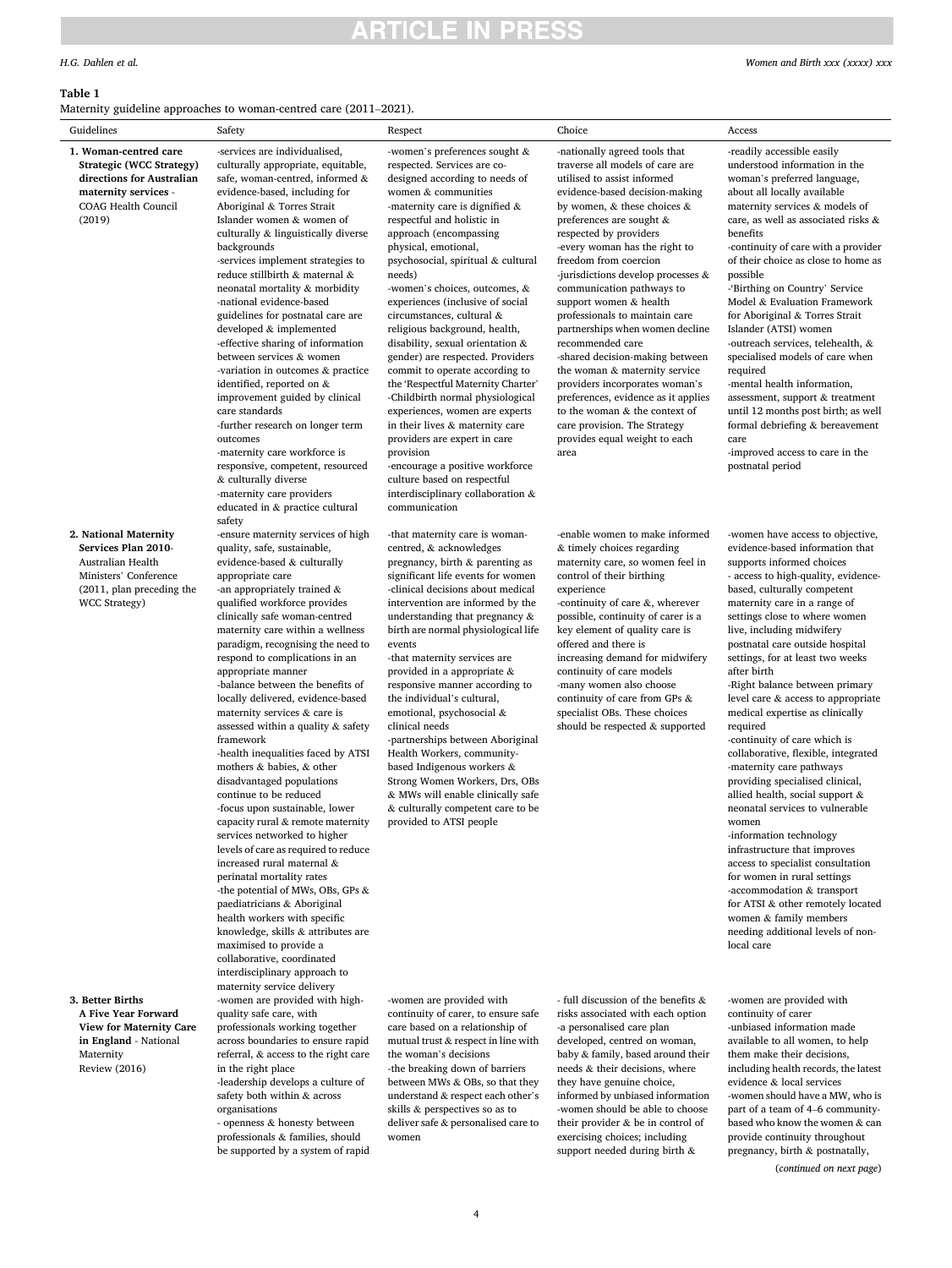**Table 1**
Maternity guideline approaches to woman-centred care (2011–2021).

| Guidelines | Safety | Respect | Choice | Access |
|---|---|---|---|---|
| **1. Woman-centred care Strategic (WCC Strategy) directions for Australian maternity services** - COAG Health Council (2019) | -services are individualised, culturally appropriate, equitable, safe, woman-centred, informed & evidence-based, including for Aboriginal & Torres Strait Islander women & women of culturally & linguistically diverse backgrounds<br>-services implement strategies to reduce stillbirth & maternal & neonatal mortality & morbidity<br>-national evidence-based guidelines for postnatal care are developed & implemented<br>-effective sharing of information between services & women<br>-variation in outcomes & practice identified, reported on & improvement guided by clinical care standards<br>-further research on longer term outcomes<br>-maternity care workforce is responsive, competent, resourced & culturally diverse<br>-maternity care providers educated in & practice cultural safety | -women's preferences sought & respected. Services are co-designed according to needs of women & communities<br>-maternity care is dignified & respectful and holistic in approach (encompassing physical, emotional, psychosocial, spiritual & cultural needs)<br>-women's choices, outcomes, & experiences (inclusive of social circumstances, cultural & religious background, health, disability, sexual orientation & gender) are respected. Providers commit to operate according to the 'Respectful Maternity Charter'<br>-Childbirth normal physiological experiences, women are experts in their lives & maternity care providers are expert in care provision<br>-encourage a positive workforce culture based on respectful interdisciplinary collaboration & communication | -nationally agreed tools that traverse all models of care are utilised to assist informed evidence-based decision-making by women, & these choices & preferences are sought & respected by providers<br>-every woman has the right to freedom from coercion<br>-jurisdictions develop processes & communication pathways to support women & health professionals to maintain care partnerships when women decline recommended care<br>-shared decision-making between the woman & maternity service providers incorporates woman's preferences, evidence as it applies to the woman & the context of care provision. The Strategy provides equal weight to each area | -readily accessible easily understood information in the woman's preferred language, about all locally available maternity services & models of care, as well as associated risks & benefits<br>-continuity of care with a provider of their choice as close to home as possible<br>-'Birthing on Country' Service Model & Evaluation Framework for Aboriginal & Torres Strait Islander (ATSI) women<br>-outreach services, telehealth, & specialised models of care when required<br>-mental health information, assessment, support & treatment until 12 months post birth; as well formal debriefing & bereavement care<br>-improved access to care in the postnatal period |
| **2. National Maternity Services Plan 2010**- Australian Health Ministers' Conference (2011, plan preceding the WCC Strategy) | -ensure maternity services of high quality, safe, sustainable, evidence-based & culturally appropriate care<br>-an appropriately trained & qualified workforce provides clinically safe woman-centred maternity care within a wellness paradigm, recognising the need to respond to complications in an appropriate manner<br>-balance between the benefits of locally delivered, evidence-based maternity services & care is assessed within a quality & safety framework<br>-health inequalities faced by ATSI mothers & babies, & other disadvantaged populations continue to be reduced<br>-focus upon sustainable, lower capacity rural & remote maternity services networked to higher levels of care as required to reduce increased rural maternal & perinatal mortality rates<br>-the potential of MWs, OBs, GPs & paediatricians & Aboriginal health workers with specific knowledge, skills & attributes are maximised to provide a collaborative, coordinated interdisciplinary approach to maternity service delivery | -that maternity care is woman-centred, & acknowledges pregnancy, birth & parenting as significant life events for women<br>-clinical decisions about medical intervention are informed by the understanding that pregnancy & birth are normal physiological life events<br>-that maternity services are provided in a appropriate & responsive manner according to the individual's cultural, emotional, psychosocial & clinical needs<br>-partnerships between Aboriginal Health Workers, community-based Indigenous workers & Strong Women Workers, Drs, OBs & MWs will enable clinically safe & culturally competent care to be provided to ATSI people | -enable women to make informed & timely choices regarding maternity care, so women feel in control of their birthing experience<br>-continuity of care &, wherever possible, continuity of carer is a key element of quality care is offered and there is increasing demand for midwifery continuity of care models<br>-many women also choose continuity of care from GPs & specialist OBs. These choices should be respected & supported | -women have access to objective, evidence-based information that supports informed choices<br>- access to high-quality, evidence-based, culturally competent maternity care in a range of settings close to where women live, including midwifery postnatal care outside hospital settings, for at least two weeks after birth<br>-Right balance between primary level care & access to appropriate medical expertise as clinically required<br>-continuity of care which is collaborative, flexible, integrated<br>-maternity care pathways providing specialised clinical, allied health, social support & neonatal services to vulnerable women<br>-information technology infrastructure that improves access to specialist consultation for women in rural settings<br>-accommodation & transport for ATSI & other remotely located women & family members needing additional levels of non-local care |
| **3. Better Births A Five Year Forward View for Maternity Care in England** - National Maternity Review (2016) | -women are provided with high-quality safe care, with professionals working together across boundaries to ensure rapid referral, & access to the right care in the right place<br>-leadership develops a culture of safety both within & across organisations<br>- openness & honesty between professionals & families, should be supported by a system of rapid | -women are provided with continuity of carer, to ensure safe care based on a relationship of mutual trust & respect in line with the woman's decisions<br>-the breaking down of barriers between MWs & OBs, so that they understand & respect each other's skills & perspectives so as to deliver safe & personalised care to women | - full discussion of the benefits & risks associated with each option<br>-a personalised care plan developed, centred on woman, baby & family, based around their needs & their decisions, where they have genuine choice, informed by unbiased information<br>-women should be able to choose their provider & be in control of exercising choices; including support needed during birth & | -women are provided with continuity of carer<br>-unbiased information made available to all women, to help them make their decisions, including health records, the latest evidence & local services<br>-women should have a MW, who is part of a team of 4–6 community-based who know the women & can provide continuity throughout pregnancy, birth & postnatally, |

(*continued on next page*)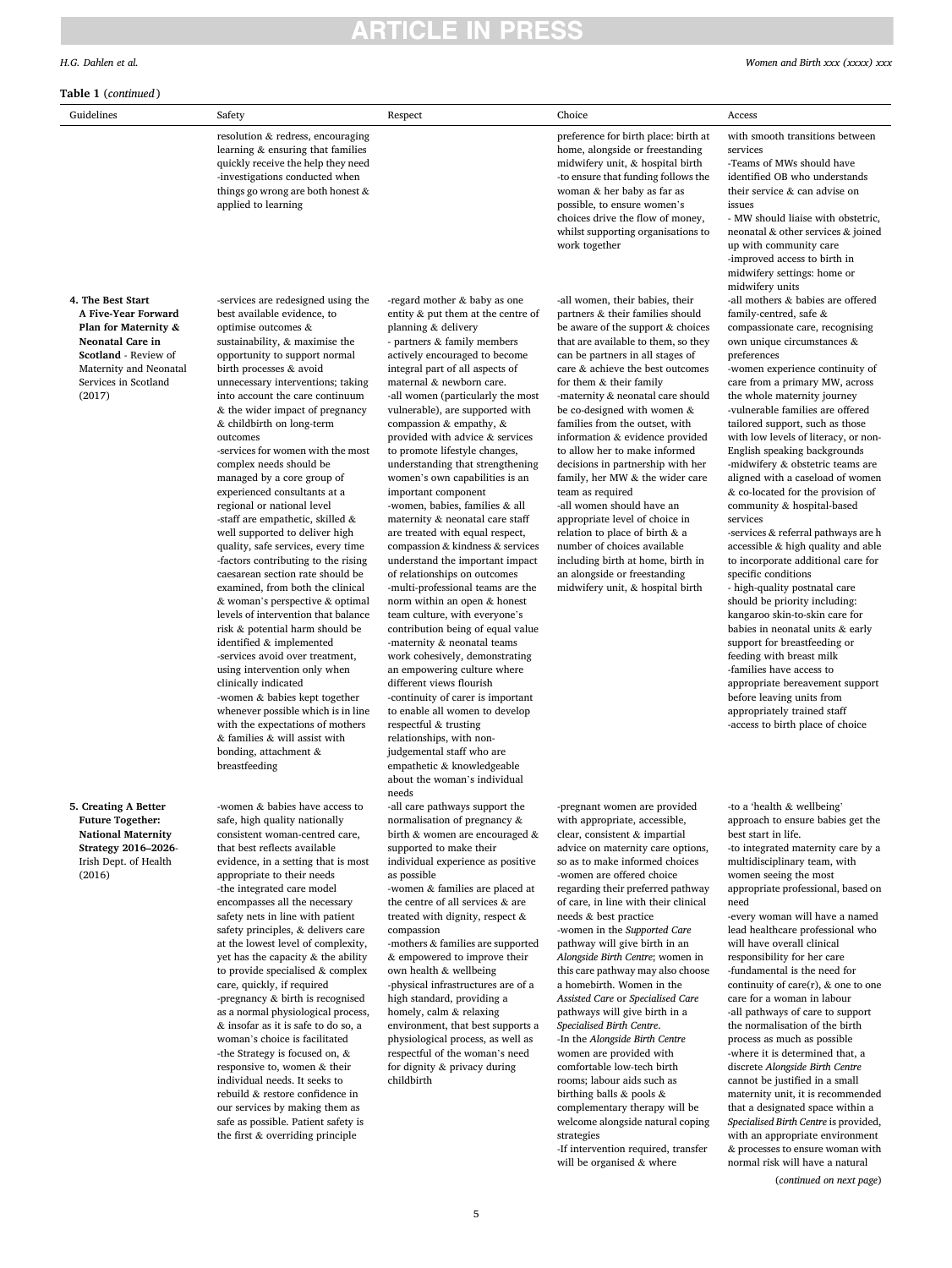**Table 1** (*continued*)

| Guidelines | Safety | Respect | Choice | Access |
|---|---|---|---|---|
| | resolution & redress, encouraging learning & ensuring that families quickly receive the help they need<br>-investigations conducted when things go wrong are both honest & applied to learning | | preference for birth place: birth at home, alongside or freestanding midwifery unit, & hospital birth<br>-to ensure that funding follows the woman & her baby as far as possible, to ensure women's choices drive the flow of money, whilst supporting organisations to work together | with smooth transitions between services<br>-Teams of MWs should have identified OB who understands their service & can advise on issues<br>- MW should liaise with obstetric, neonatal & other services & joined up with community care<br>-improved access to birth in midwifery settings: home or midwifery units |
| **4. The Best Start A Five-Year Forward Plan for Maternity & Neonatal Care in Scotland** - Review of Maternity and Neonatal Services in Scotland (2017) | -services are redesigned using the best available evidence, to optimise outcomes & sustainability, & maximise the opportunity to support normal birth processes & avoid unnecessary interventions; taking into account the care continuum & the wider impact of pregnancy & childbirth on long-term outcomes<br>-services for women with the most complex needs should be managed by a core group of experienced consultants at a regional or national level<br>-staff are empathetic, skilled & well supported to deliver high quality, safe services, every time<br>-factors contributing to the rising caesarean section rate should be examined, from both the clinical & woman's perspective & optimal levels of intervention that balance risk & potential harm should be identified & implemented<br>-services avoid over treatment, using intervention only when clinically indicated<br>-women & babies kept together whenever possible which is in line with the expectations of mothers & families & will assist with bonding, attachment & breastfeeding | -regard mother & baby as one entity & put them at the centre of planning & delivery<br>- partners & family members actively encouraged to become integral part of all aspects of maternal & newborn care.<br>-all women (particularly the most vulnerable), are supported with compassion & empathy, & provided with advice & services to promote lifestyle changes, understanding that strengthening women's own capabilities is an important component<br>-women, babies, families & all maternity & neonatal care staff are treated with equal respect, compassion & kindness & services understand the important impact of relationships on outcomes<br>-multi-professional teams are the norm within an open & honest team culture, with everyone's contribution being of equal value<br>-maternity & neonatal teams work cohesively, demonstrating an empowering culture where different views flourish<br>-continuity of carer is important to enable all women to develop respectful & trusting relationships, with non-judgemental staff who are empathetic & knowledgeable about the woman's individual needs | -all women, their babies, their partners & their families should be aware of the support & choices that are available to them, so they can be partners in all stages of care & achieve the best outcomes for them & their family<br>-maternity & neonatal care should be co-designed with women & families from the outset, with information & evidence provided to allow her to make informed decisions in partnership with her family, her MW & the wider care team as required<br>-all women should have an appropriate level of choice in relation to place of birth & a number of choices available including birth at home, birth in an alongside or freestanding midwifery unit, & hospital birth | -all mothers & babies are offered family-centred, safe & compassionate care, recognising own unique circumstances & preferences<br>-women experience continuity of care from a primary MW, across the whole maternity journey<br>-vulnerable families are offered tailored support, such as those with low levels of literacy, or non-English speaking backgrounds<br>-midwifery & obstetric teams are aligned with a caseload of women & co-located for the provision of community & hospital-based services<br>-services & referral pathways are h accessible & high quality and able to incorporate additional care for specific conditions<br>- high-quality postnatal care should be priority including: kangaroo skin-to-skin care for babies in neonatal units & early support for breastfeeding or feeding with breast milk<br>-families have access to appropriate bereavement support before leaving units from appropriately trained staff<br>-access to birth place of choice |
| **5. Creating A Better Future Together: National Maternity Strategy 2016–2026**- Irish Dept. of Health (2016) | -women & babies have access to safe, high quality nationally consistent woman-centred care, that best reflects available evidence, in a setting that is most appropriate to their needs<br>-the integrated care model encompasses all the necessary safety nets in line with patient safety principles, & delivers care at the lowest level of complexity, yet has the capacity & the ability to provide specialised & complex care, quickly, if required<br>-pregnancy & birth is recognised as a normal physiological process, & insofar as it is safe to do so, a woman's choice is facilitated<br>-the Strategy is focused on, & responsive to, women & their individual needs. It seeks to rebuild & restore confidence in our services by making them as safe as possible. Patient safety is the first & overriding principle | -all care pathways support the normalisation of pregnancy & birth & women are encouraged & supported to make their individual experience as positive as possible<br>-women & families are placed at the centre of all services & are treated with dignity, respect & compassion<br>-mothers & families are supported & empowered to improve their own health & wellbeing<br>-physical infrastructures are of a high standard, providing a homely, calm & relaxing environment, that best supports a physiological process, as well as respectful of the woman's need for dignity & privacy during childbirth | -pregnant women are provided with appropriate, accessible, clear, consistent & impartial advice on maternity care options, so as to make informed choices<br>-women are offered choice regarding their preferred pathway of care, in line with their clinical needs & best practice<br>-women in the *Supported Care* pathway will give birth in an *Alongside Birth Centre*; women in this care pathway may also choose a homebirth. Women in the *Assisted Care* or *Specialised Care* pathways will give birth in a *Specialised Birth Centre*.<br>-In the *Alongside Birth Centre* women are provided with comfortable low-tech birth rooms; labour aids such as birthing balls & pools & complementary therapy will be welcome alongside natural coping strategies<br>-If intervention required, transfer will be organised & where | -to a 'health & wellbeing' approach to ensure babies get the best start in life.<br>-to integrated maternity care by a multidisciplinary team, with women seeing the most appropriate professional, based on need<br>-every woman will have a named lead healthcare professional who will have overall clinical responsibility for her care<br>-fundamental is the need for continuity of care(r), & one to one care for a woman in labour<br>-all pathways of care to support the normalisation of the birth process as much as possible<br>-where it is determined that, a discrete *Alongside Birth Centre* cannot be justified in a small maternity unit, it is recommended that a designated space within a *Specialised Birth Centre* is provided, with an appropriate environment & processes to ensure woman with normal risk will have a natural |

(*continued on next page*)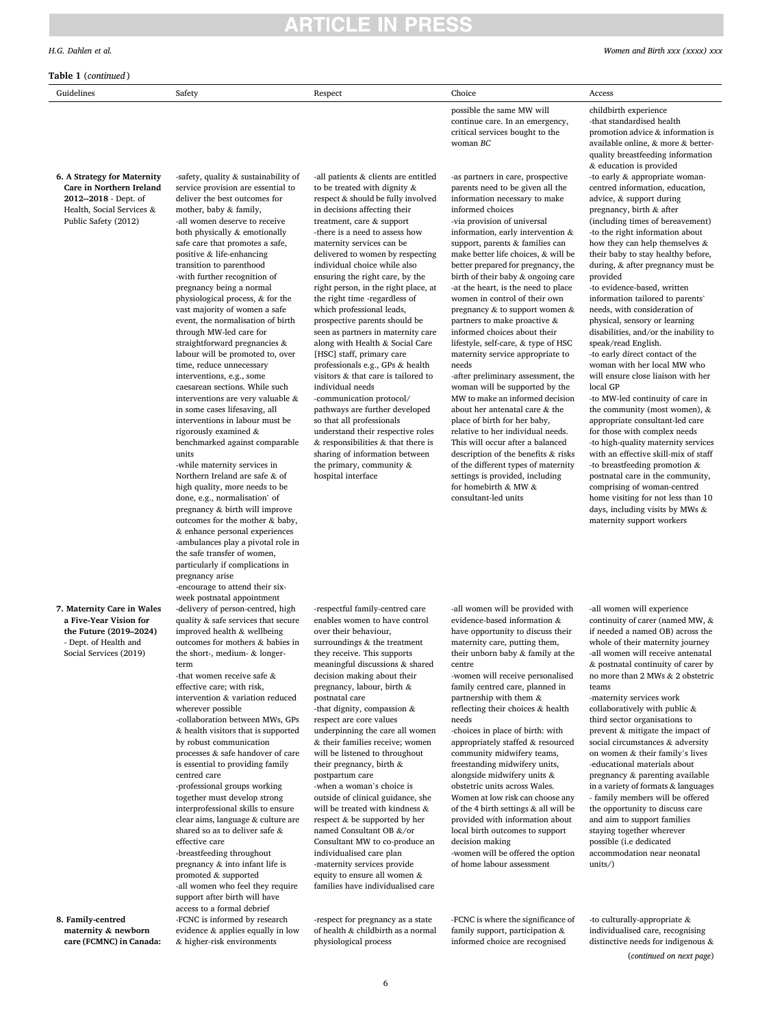**Table 1** (*continued*)

| Guidelines | Safety | Respect | Choice | Access |
|---|---|---|---|---|
| | | | possible the same MW will continue care. In an emergency, critical services bought to the woman *BC* | childbirth experience<br>-that standardised health promotion advice & information is available online, & more & better-quality breastfeeding information & education is provided |
| **6. A Strategy for Maternity Care in Northern Ireland 2012--2018** - Dept. of Health, Social Services & Public Safety (2012) | -safety, quality & sustainability of service provision are essential to deliver the best outcomes for mother, baby & family,<br>-all women deserve to receive both physically & emotionally safe care that promotes a safe, positive & life-enhancing transition to parenthood<br>-with further recognition of pregnancy being a normal physiological process, & for the vast majority of women a safe event, the normalisation of birth through MW-led care for straightforward pregnancies & labour will be promoted to, over time, reduce unnecessary interventions, e.g., some caesarean sections. While such interventions are very valuable & in some cases lifesaving, all interventions in labour must be rigorously examined & benchmarked against comparable units<br>-while maternity services in Northern Ireland are safe & of high quality, more needs to be done, e.g., normalisation' of pregnancy & birth will improve outcomes for the mother & baby, & enhance personal experiences<br>-ambulances play a pivotal role in the safe transfer of women, particularly if complications in pregnancy arise<br>-encourage to attend their six-week postnatal appointment | -all patients & clients are entitled to be treated with dignity & respect & should be fully involved in decisions affecting their treatment, care & support<br>-there is a need to assess how maternity services can be delivered to women by respecting individual choice while also ensuring the right care, by the right person, in the right place, at the right time -regardless of which professional leads, prospective parents should be seen as partners in maternity care along with Health & Social Care [HSC] staff, primary care professionals e.g., GPs & health visitors & that care is tailored to individual needs<br>-communication protocol/ pathways are further developed so that all professionals understand their respective roles & responsibilities & that there is sharing of information between the primary, community & hospital interface | -as partners in care, prospective parents need to be given all the information necessary to make informed choices<br>-via provision of universal information, early intervention & support, parents & families can make better life choices, & will be better prepared for pregnancy, the birth of their baby & ongoing care<br>-at the heart, is the need to place women in control of their own pregnancy & to support women & partners to make proactive & informed choices about their lifestyle, self-care, & type of HSC maternity service appropriate to needs<br>-after preliminary assessment, the woman will be supported by the MW to make an informed decision about her antenatal care & the place of birth for her baby, relative to her individual needs. This will occur after a balanced description of the benefits & risks of the different types of maternity settings is provided, including for homebirth & MW & consultant-led units | -to early & appropriate woman-centred information, education, advice, & support during pregnancy, birth & after (including times of bereavement)<br>-to the right information about how they can help themselves & their baby to stay healthy before, during, & after pregnancy must be provided<br>-to evidence-based, written information tailored to parents' needs, with consideration of physical, sensory or learning disabilities, and/or the inability to speak/read English.<br>-to early direct contact of the woman with her local MW who will ensure close liaison with her local GP<br>-to MW-led continuity of care in the community (most women), & appropriate consultant-led care for those with complex needs<br>-to high-quality maternity services with an effective skill-mix of staff<br>-to breastfeeding promotion & postnatal care in the community, comprising of woman-centred home visiting for not less than 10 days, including visits by MWs & maternity support workers |
| **7. Maternity Care in Wales a Five-Year Vision for the Future (2019–2024)** - Dept. of Health and Social Services (2019) | -delivery of person-centred, high quality & safe services that secure improved health & wellbeing outcomes for mothers & babies in the short-, medium- & longer-term<br>-that women receive safe & effective care; with risk, intervention & variation reduced wherever possible<br>-collaboration between MWs, GPs & health visitors that is supported by robust communication processes & safe handover of care is essential to providing family centred care<br>-professional groups working together must develop strong interprofessional skills to ensure clear aims, language & culture are shared so as to deliver safe & effective care<br>-breastfeeding throughout pregnancy & into infant life is promoted & supported<br>-all women who feel they require support after birth will have access to a formal debrief | -respectful family-centred care enables women to have control over their behaviour, surroundings & the treatment they receive. This supports meaningful discussions & shared decision making about their pregnancy, labour, birth & postnatal care<br>-that dignity, compassion & respect are core values underpinning the care all women & their families receive; women will be listened to throughout their pregnancy, birth & postpartum care<br>-when a woman's choice is outside of clinical guidance, she will be treated with kindness & respect & be supported by her named Consultant OB &/or Consultant MW to co-produce an individualised care plan<br>-maternity services provide equity to ensure all women & families have individualised care | -all women will be provided with evidence-based information & have opportunity to discuss their maternity care, putting them, their unborn baby & family at the centre<br>-women will receive personalised family centred care, planned in partnership with them & reflecting their choices & health needs<br>-choices in place of birth: with appropriately staffed & resourced community midwifery teams, freestanding midwifery units, alongside midwifery units & obstetric units across Wales. Women at low risk can choose any of the 4 birth settings & all will be provided with information about local birth outcomes to support decision making<br>-women will be offered the option of home labour assessment | -all women will experience continuity of carer (named MW, & if needed a named OB) across the whole of their maternity journey<br>-all women will receive antenatal & postnatal continuity of carer by no more than 2 MWs & 2 obstetric teams<br>-maternity services work collaboratively with public & third sector organisations to prevent & mitigate the impact of social circumstances & adversity on women & their family's lives<br>-educational materials about pregnancy & parenting available in a variety of formats & languages<br>- family members will be offered the opportunity to discuss care and aim to support families staying together wherever possible (i.e dedicated accommodation near neonatal units/) |
| **8. Family-centred maternity & newborn care (FCMNC) in Canada:** | -FCNC is informed by research evidence & applies equally in low & higher-risk environments | -respect for pregnancy as a state of health & childbirth as a normal physiological process | -FCNC is where the significance of family support, participation & informed choice are recognised | -to culturally-appropriate & individualised care, recognising distinctive needs for indigenous & |

(*continued on next page*)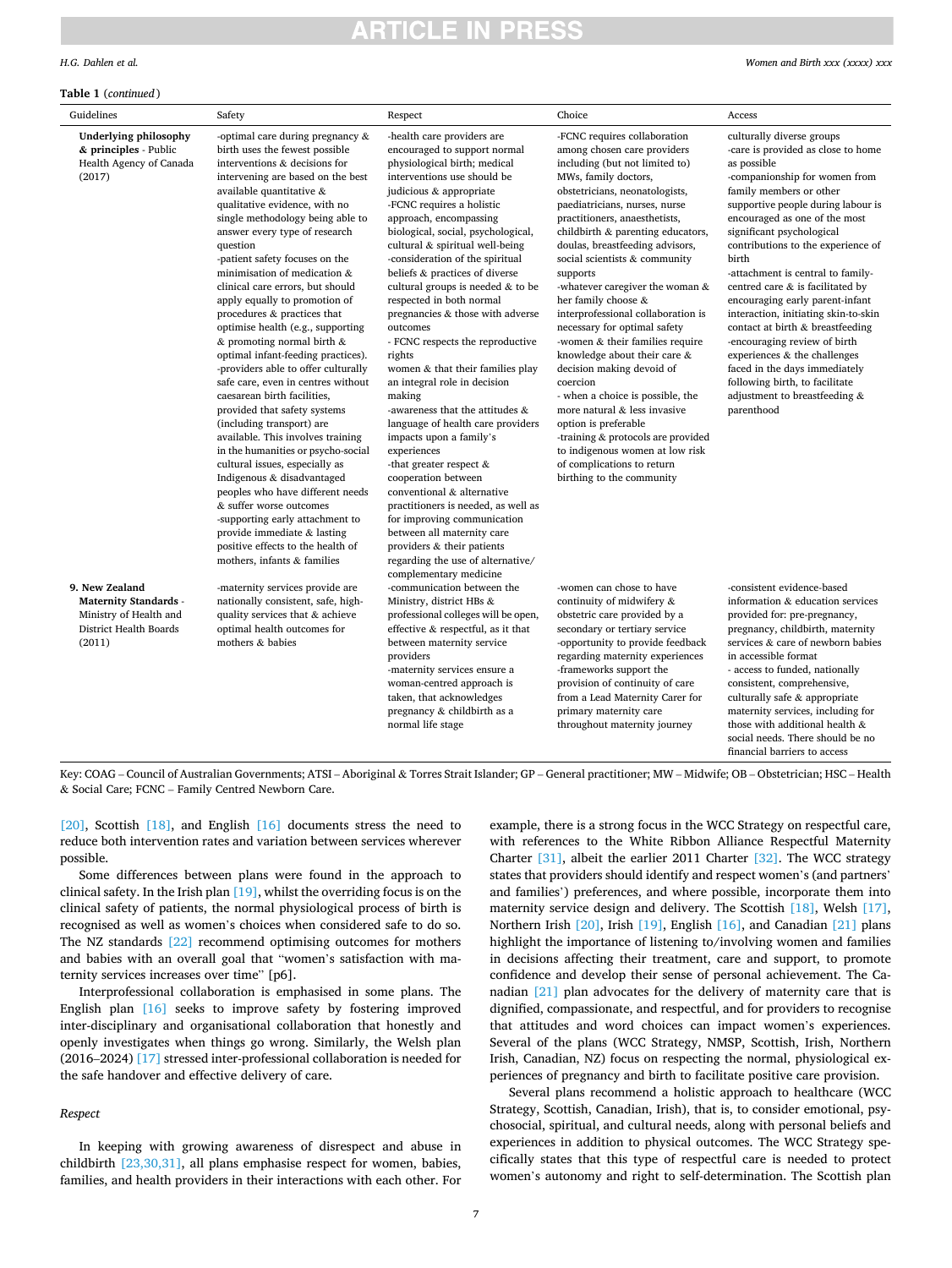**Table 1** (*continued*)

| Guidelines | Safety | Respect | Choice | Access |
|---|---|---|---|---|
| **Underlying philosophy & principles** - Public Health Agency of Canada (2017) | -optimal care during pregnancy & birth uses the fewest possible interventions & decisions for intervening are based on the best available quantitative & qualitative evidence, with no single methodology being able to answer every type of research question<br>-patient safety focuses on the minimisation of medication & clinical care errors, but should apply equally to promotion of procedures & practices that optimise health (e.g., supporting & promoting normal birth & optimal infant-feeding practices).<br>-providers able to offer culturally safe care, even in centres without caesarean birth facilities, provided that safety systems (including transport) are available. This involves training in the humanities or psycho-social cultural issues, especially as Indigenous & disadvantaged peoples who have different needs & suffer worse outcomes<br>-supporting early attachment to provide immediate & lasting positive effects to the health of mothers, infants & families | -health care providers are encouraged to support normal physiological birth; medical interventions use should be judicious & appropriate<br>-FCNC requires a holistic approach, encompassing biological, social, psychological, cultural & spiritual well-being<br>-consideration of the spiritual beliefs & practices of diverse cultural groups is needed & to be respected in both normal pregnancies & those with adverse outcomes<br>- FCNC respects the reproductive rights<br>women & that their families play an integral role in decision making<br>-awareness that the attitudes & language of health care providers impacts upon a family's experiences<br>-that greater respect & cooperation between conventional & alternative practitioners is needed, as well as for improving communication between all maternity care providers & their patients regarding the use of alternative/ complementary medicine | -FCNC requires collaboration among chosen care providers including (but not limited to) MWs, family doctors, obstetricians, neonatologists, paediatricians, nurses, nurse practitioners, anaesthetists, childbirth & parenting educators, doulas, breastfeeding advisors, social scientists & community supports<br>-whatever caregiver the woman & her family choose & interprofessional collaboration is necessary for optimal safety<br>-women & their families require knowledge about their care & decision making devoid of coercion<br>- when a choice is possible, the more natural & less invasive option is preferable<br>-training & protocols are provided to indigenous women at low risk of complications to return birthing to the community | culturally diverse groups<br>-care is provided as close to home as possible<br>-companionship for women from family members or other supportive people during labour is encouraged as one of the most significant psychological contributions to the experience of birth<br>-attachment is central to family-centred care & is facilitated by encouraging early parent-infant interaction, initiating skin-to-skin contact at birth & breastfeeding<br>-encouraging review of birth experiences & the challenges faced in the days immediately following birth, to facilitate adjustment to breastfeeding & parenthood |
| **9. New Zealand Maternity Standards** - Ministry of Health and District Health Boards (2011) | -maternity services provide are nationally consistent, safe, high-quality services that & achieve optimal health outcomes for mothers & babies | -communication between the Ministry, district HBs & professional colleges will be open, effective & respectful, as it that between maternity service providers<br>-maternity services ensure a woman-centred approach is taken, that acknowledges pregnancy & childbirth as a normal life stage | -women can chose to have continuity of midwifery & obstetric care provided by a secondary or tertiary service<br>-opportunity to provide feedback regarding maternity experiences<br>-frameworks support the provision of continuity of care from a Lead Maternity Carer for primary maternity care throughout maternity journey | -consistent evidence-based information & education services provided for: pre-pregnancy, pregnancy, childbirth, maternity services & care of newborn babies in accessible format<br>- access to funded, nationally consistent, comprehensive, culturally safe & appropriate maternity services, including for those with additional health & social needs. There should be no financial barriers to access |

Key: COAG – Council of Australian Governments; ATSI – Aboriginal & Torres Strait Islander; GP – General practitioner; MW – Midwife; OB – Obstetrician; HSC – Health & Social Care; FCNC – Family Centred Newborn Care.

[20], Scottish [18], and English [16] documents stress the need to reduce both intervention rates and variation between services wherever possible.

Some differences between plans were found in the approach to clinical safety. In the Irish plan [19], whilst the overriding focus is on the clinical safety of patients, the normal physiological process of birth is recognised as well as women's choices when considered safe to do so. The NZ standards [22] recommend optimising outcomes for mothers and babies with an overall goal that "women's satisfaction with maternity services increases over time" [p6].

Interprofessional collaboration is emphasised in some plans. The English plan [16] seeks to improve safety by fostering improved inter-disciplinary and organisational collaboration that honestly and openly investigates when things go wrong. Similarly, the Welsh plan (2016–2024) [17] stressed inter-professional collaboration is needed for the safe handover and effective delivery of care.

### *Respect*

In keeping with growing awareness of disrespect and abuse in childbirth [23,30,31], all plans emphasise respect for women, babies, families, and health providers in their interactions with each other. For example, there is a strong focus in the WCC Strategy on respectful care, with references to the White Ribbon Alliance Respectful Maternity Charter [31], albeit the earlier 2011 Charter [32]. The WCC strategy states that providers should identify and respect women's (and partners' and families') preferences, and where possible, incorporate them into maternity service design and delivery. The Scottish [18], Welsh [17], Northern Irish [20], Irish [19], English [16], and Canadian [21] plans highlight the importance of listening to/involving women and families in decisions affecting their treatment, care and support, to promote confidence and develop their sense of personal achievement. The Canadian [21] plan advocates for the delivery of maternity care that is dignified, compassionate, and respectful, and for providers to recognise that attitudes and word choices can impact women's experiences. Several of the plans (WCC Strategy, NMSP, Scottish, Irish, Northern Irish, Canadian, NZ) focus on respecting the normal, physiological experiences of pregnancy and birth to facilitate positive care provision.

Several plans recommend a holistic approach to healthcare (WCC Strategy, Scottish, Canadian, Irish), that is, to consider emotional, psychosocial, spiritual, and cultural needs, along with personal beliefs and experiences in addition to physical outcomes. The WCC Strategy specifically states that this type of respectful care is needed to protect women's autonomy and right to self-determination. The Scottish plan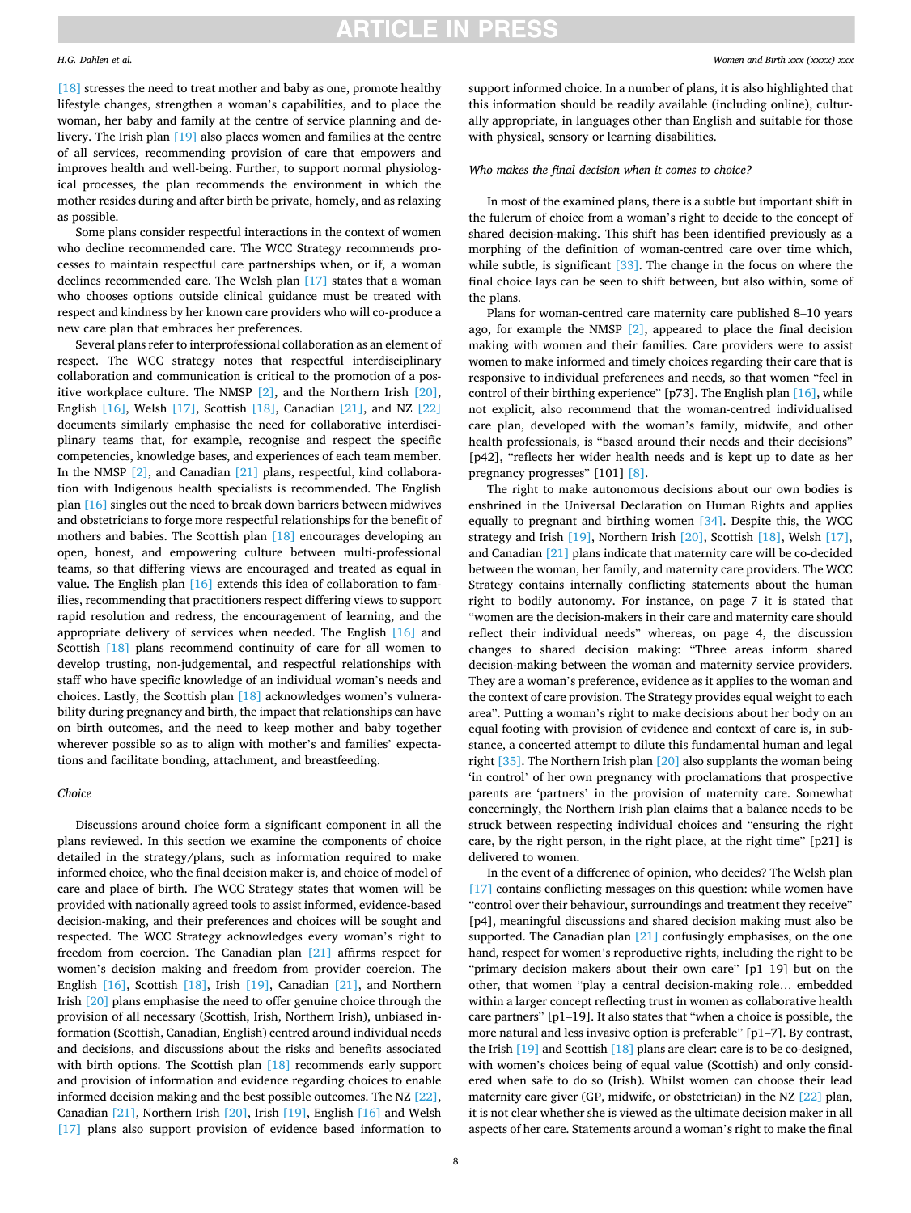[18] stresses the need to treat mother and baby as one, promote healthy lifestyle changes, strengthen a woman's capabilities, and to place the woman, her baby and family at the centre of service planning and delivery. The Irish plan [19] also places women and families at the centre of all services, recommending provision of care that empowers and improves health and well-being. Further, to support normal physiological processes, the plan recommends the environment in which the mother resides during and after birth be private, homely, and as relaxing as possible.

Some plans consider respectful interactions in the context of women who decline recommended care. The WCC Strategy recommends processes to maintain respectful care partnerships when, or if, a woman declines recommended care. The Welsh plan [17] states that a woman who chooses options outside clinical guidance must be treated with respect and kindness by her known care providers who will co-produce a new care plan that embraces her preferences.

Several plans refer to interprofessional collaboration as an element of respect. The WCC strategy notes that respectful interdisciplinary collaboration and communication is critical to the promotion of a positive workplace culture. The NMSP [2], and the Northern Irish [20], English [16], Welsh [17], Scottish [18], Canadian [21], and NZ [22] documents similarly emphasise the need for collaborative interdisciplinary teams that, for example, recognise and respect the specific competencies, knowledge bases, and experiences of each team member. In the NMSP [2], and Canadian [21] plans, respectful, kind collaboration with Indigenous health specialists is recommended. The English plan [16] singles out the need to break down barriers between midwives and obstetricians to forge more respectful relationships for the benefit of mothers and babies. The Scottish plan [18] encourages developing an open, honest, and empowering culture between multi-professional teams, so that differing views are encouraged and treated as equal in value. The English plan [16] extends this idea of collaboration to families, recommending that practitioners respect differing views to support rapid resolution and redress, the encouragement of learning, and the appropriate delivery of services when needed. The English [16] and Scottish [18] plans recommend continuity of care for all women to develop trusting, non-judgemental, and respectful relationships with staff who have specific knowledge of an individual woman's needs and choices. Lastly, the Scottish plan [18] acknowledges women's vulnerability during pregnancy and birth, the impact that relationships can have on birth outcomes, and the need to keep mother and baby together wherever possible so as to align with mother's and families' expectations and facilitate bonding, attachment, and breastfeeding.

*Choice*

Discussions around choice form a significant component in all the plans reviewed. In this section we examine the components of choice detailed in the strategy/plans, such as information required to make informed choice, who the final decision maker is, and choice of model of care and place of birth. The WCC Strategy states that women will be provided with nationally agreed tools to assist informed, evidence-based decision-making, and their preferences and choices will be sought and respected. The WCC Strategy acknowledges every woman's right to freedom from coercion. The Canadian plan [21] affirms respect for women's decision making and freedom from provider coercion. The English [16], Scottish [18], Irish [19], Canadian [21], and Northern Irish [20] plans emphasise the need to offer genuine choice through the provision of all necessary (Scottish, Irish, Northern Irish), unbiased information (Scottish, Canadian, English) centred around individual needs and decisions, and discussions about the risks and benefits associated with birth options. The Scottish plan [18] recommends early support and provision of information and evidence regarding choices to enable informed decision making and the best possible outcomes. The NZ [22], Canadian [21], Northern Irish [20], Irish [19], English [16] and Welsh [17] plans also support provision of evidence based information to support informed choice. In a number of plans, it is also highlighted that this information should be readily available (including online), culturally appropriate, in languages other than English and suitable for those with physical, sensory or learning disabilities.

*Who makes the final decision when it comes to choice?*

In most of the examined plans, there is a subtle but important shift in the fulcrum of choice from a woman's right to decide to the concept of shared decision-making. This shift has been identified previously as a morphing of the definition of woman-centred care over time which, while subtle, is significant [33]. The change in the focus on where the final choice lays can be seen to shift between, but also within, some of the plans.

Plans for woman-centred care maternity care published 8–10 years ago, for example the NMSP [2], appeared to place the final decision making with women and their families. Care providers were to assist women to make informed and timely choices regarding their care that is responsive to individual preferences and needs, so that women "feel in control of their birthing experience" [p73]. The English plan [16], while not explicit, also recommend that the woman-centred individualised care plan, developed with the woman's family, midwife, and other health professionals, is "based around their needs and their decisions" [p42], "reflects her wider health needs and is kept up to date as her pregnancy progresses" [101] [8].

The right to make autonomous decisions about our own bodies is enshrined in the Universal Declaration on Human Rights and applies equally to pregnant and birthing women [34]. Despite this, the WCC strategy and Irish [19], Northern Irish [20], Scottish [18], Welsh [17], and Canadian [21] plans indicate that maternity care will be co-decided between the woman, her family, and maternity care providers. The WCC Strategy contains internally conflicting statements about the human right to bodily autonomy. For instance, on page 7 it is stated that "women are the decision-makers in their care and maternity care should reflect their individual needs" whereas, on page 4, the discussion changes to shared decision making: "Three areas inform shared decision-making between the woman and maternity service providers. They are a woman's preference, evidence as it applies to the woman and the context of care provision. The Strategy provides equal weight to each area". Putting a woman's right to make decisions about her body on an equal footing with provision of evidence and context of care is, in substance, a concerted attempt to dilute this fundamental human and legal right [35]. The Northern Irish plan [20] also supplants the woman being 'in control' of her own pregnancy with proclamations that prospective parents are 'partners' in the provision of maternity care. Somewhat concerningly, the Northern Irish plan claims that a balance needs to be struck between respecting individual choices and "ensuring the right care, by the right person, in the right place, at the right time" [p21] is delivered to women.

In the event of a difference of opinion, who decides? The Welsh plan [17] contains conflicting messages on this question: while women have "control over their behaviour, surroundings and treatment they receive" [p4], meaningful discussions and shared decision making must also be supported. The Canadian plan [21] confusingly emphasises, on the one hand, respect for women's reproductive rights, including the right to be "primary decision makers about their own care" [p1–19] but on the other, that women "play a central decision-making role… embedded within a larger concept reflecting trust in women as collaborative health care partners" [p1–19]. It also states that "when a choice is possible, the more natural and less invasive option is preferable" [p1–7]. By contrast, the Irish [19] and Scottish [18] plans are clear: care is to be co-designed, with women's choices being of equal value (Scottish) and only considered when safe to do so (Irish). Whilst women can choose their lead maternity care giver (GP, midwife, or obstetrician) in the NZ [22] plan, it is not clear whether she is viewed as the ultimate decision maker in all aspects of her care. Statements around a woman's right to make the final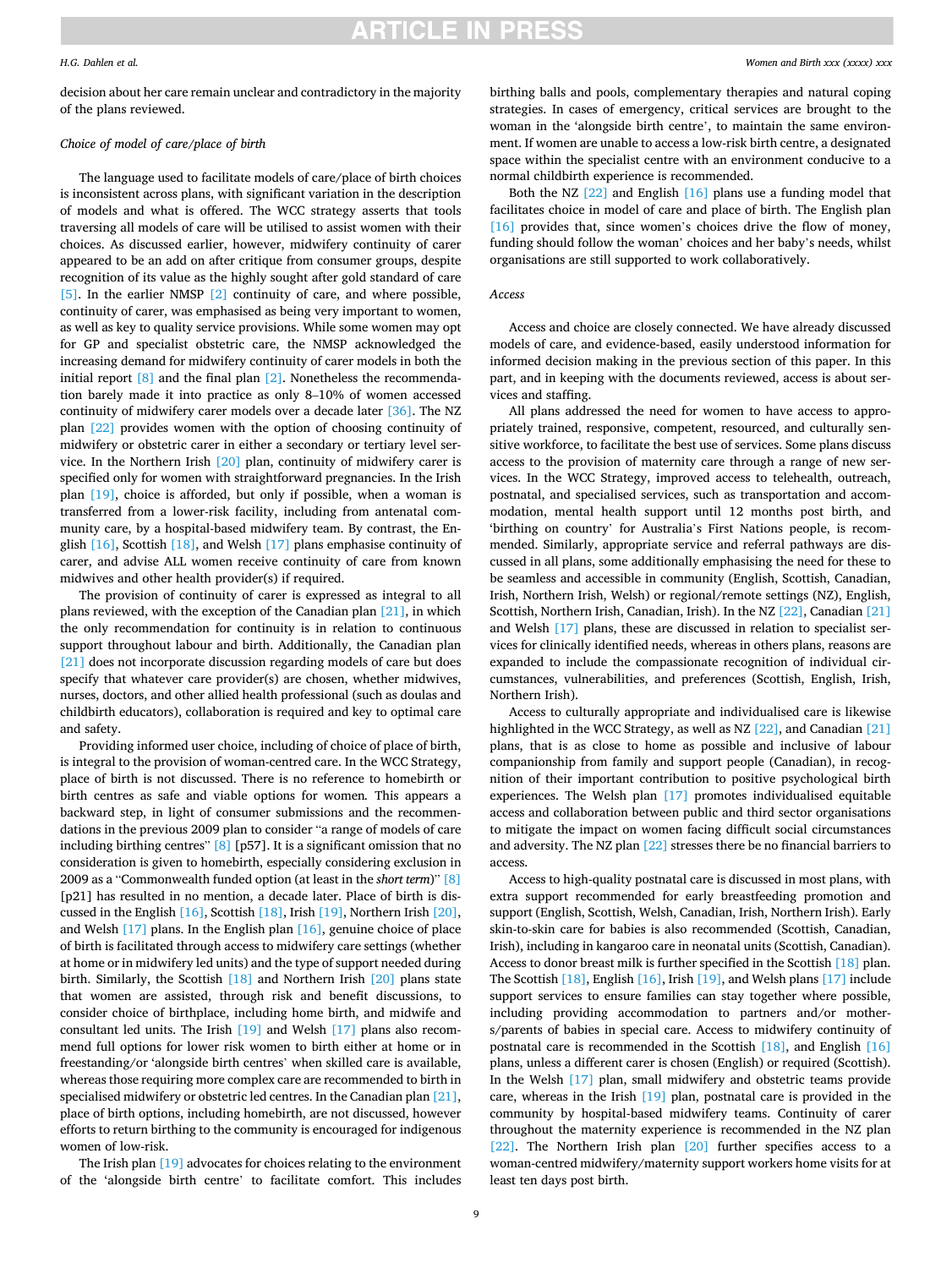decision about her care remain unclear and contradictory in the majority of the plans reviewed.

*Choice of model of care/place of birth*

The language used to facilitate models of care/place of birth choices is inconsistent across plans, with significant variation in the description of models and what is offered. The WCC strategy asserts that tools traversing all models of care will be utilised to assist women with their choices. As discussed earlier, however, midwifery continuity of carer appeared to be an add on after critique from consumer groups, despite recognition of its value as the highly sought after gold standard of care [5]. In the earlier NMSP [2] continuity of care, and where possible, continuity of carer, was emphasised as being very important to women, as well as key to quality service provisions. While some women may opt for GP and specialist obstetric care, the NMSP acknowledged the increasing demand for midwifery continuity of carer models in both the initial report [8] and the final plan [2]. Nonetheless the recommendation barely made it into practice as only 8–10% of women accessed continuity of midwifery carer models over a decade later [36]. The NZ plan [22] provides women with the option of choosing continuity of midwifery or obstetric carer in either a secondary or tertiary level service. In the Northern Irish [20] plan, continuity of midwifery carer is specified only for women with straightforward pregnancies. In the Irish plan [19], choice is afforded, but only if possible, when a woman is transferred from a lower-risk facility, including from antenatal community care, by a hospital-based midwifery team. By contrast, the English [16], Scottish [18], and Welsh [17] plans emphasise continuity of carer, and advise ALL women receive continuity of care from known midwives and other health provider(s) if required.

The provision of continuity of carer is expressed as integral to all plans reviewed, with the exception of the Canadian plan [21], in which the only recommendation for continuity is in relation to continuous support throughout labour and birth. Additionally, the Canadian plan [21] does not incorporate discussion regarding models of care but does specify that whatever care provider(s) are chosen, whether midwives, nurses, doctors, and other allied health professional (such as doulas and childbirth educators), collaboration is required and key to optimal care and safety.

Providing informed user choice, including of choice of place of birth, is integral to the provision of woman-centred care. In the WCC Strategy, place of birth is not discussed. There is no reference to homebirth or birth centres as safe and viable options for women. This appears a backward step, in light of consumer submissions and the recommendations in the previous 2009 plan to consider "a range of models of care including birthing centres" [8] [p57]. It is a significant omission that no consideration is given to homebirth, especially considering exclusion in 2009 as a "Commonwealth funded option (at least in the *short term*)" [8] [p21] has resulted in no mention, a decade later. Place of birth is discussed in the English [16], Scottish [18], Irish [19], Northern Irish [20], and Welsh [17] plans. In the English plan [16], genuine choice of place of birth is facilitated through access to midwifery care settings (whether at home or in midwifery led units) and the type of support needed during birth. Similarly, the Scottish [18] and Northern Irish [20] plans state that women are assisted, through risk and benefit discussions, to consider choice of birthplace, including home birth, and midwife and consultant led units. The Irish [19] and Welsh [17] plans also recommend full options for lower risk women to birth either at home or in freestanding/or 'alongside birth centres' when skilled care is available, whereas those requiring more complex care are recommended to birth in specialised midwifery or obstetric led centres. In the Canadian plan [21], place of birth options, including homebirth, are not discussed, however efforts to return birthing to the community is encouraged for indigenous women of low-risk.

The Irish plan [19] advocates for choices relating to the environment of the 'alongside birth centre' to facilitate comfort. This includes birthing balls and pools, complementary therapies and natural coping strategies. In cases of emergency, critical services are brought to the woman in the 'alongside birth centre', to maintain the same environment. If women are unable to access a low-risk birth centre, a designated space within the specialist centre with an environment conducive to a normal childbirth experience is recommended.

Both the NZ [22] and English [16] plans use a funding model that facilitates choice in model of care and place of birth. The English plan [16] provides that, since women's choices drive the flow of money, funding should follow the woman' choices and her baby's needs, whilst organisations are still supported to work collaboratively.

*Access*

Access and choice are closely connected. We have already discussed models of care, and evidence-based, easily understood information for informed decision making in the previous section of this paper. In this part, and in keeping with the documents reviewed, access is about services and staffing.

All plans addressed the need for women to have access to appropriately trained, responsive, competent, resourced, and culturally sensitive workforce, to facilitate the best use of services. Some plans discuss access to the provision of maternity care through a range of new services. In the WCC Strategy, improved access to telehealth, outreach, postnatal, and specialised services, such as transportation and accommodation, mental health support until 12 months post birth, and 'birthing on country' for Australia's First Nations people, is recommended. Similarly, appropriate service and referral pathways are discussed in all plans, some additionally emphasising the need for these to be seamless and accessible in community (English, Scottish, Canadian, Irish, Northern Irish, Welsh) or regional/remote settings (NZ), English, Scottish, Northern Irish, Canadian, Irish). In the NZ [22], Canadian [21] and Welsh [17] plans, these are discussed in relation to specialist services for clinically identified needs, whereas in others plans, reasons are expanded to include the compassionate recognition of individual circumstances, vulnerabilities, and preferences (Scottish, English, Irish, Northern Irish).

Access to culturally appropriate and individualised care is likewise highlighted in the WCC Strategy, as well as NZ [22], and Canadian [21] plans, that is as close to home as possible and inclusive of labour companionship from family and support people (Canadian), in recognition of their important contribution to positive psychological birth experiences. The Welsh plan [17] promotes individualised equitable access and collaboration between public and third sector organisations to mitigate the impact on women facing difficult social circumstances and adversity. The NZ plan [22] stresses there be no financial barriers to access.

Access to high-quality postnatal care is discussed in most plans, with extra support recommended for early breastfeeding promotion and support (English, Scottish, Welsh, Canadian, Irish, Northern Irish). Early skin-to-skin care for babies is also recommended (Scottish, Canadian, Irish), including in kangaroo care in neonatal units (Scottish, Canadian). Access to donor breast milk is further specified in the Scottish [18] plan. The Scottish [18], English [16], Irish [19], and Welsh plans [17] include support services to ensure families can stay together where possible, including providing accommodation to partners and/or mothers/parents of babies in special care. Access to midwifery continuity of postnatal care is recommended in the Scottish [18], and English [16] plans, unless a different carer is chosen (English) or required (Scottish). In the Welsh [17] plan, small midwifery and obstetric teams provide care, whereas in the Irish [19] plan, postnatal care is provided in the community by hospital-based midwifery teams. Continuity of carer throughout the maternity experience is recommended in the NZ plan [22]. The Northern Irish plan [20] further specifies access to a woman-centred midwifery/maternity support workers home visits for at least ten days post birth.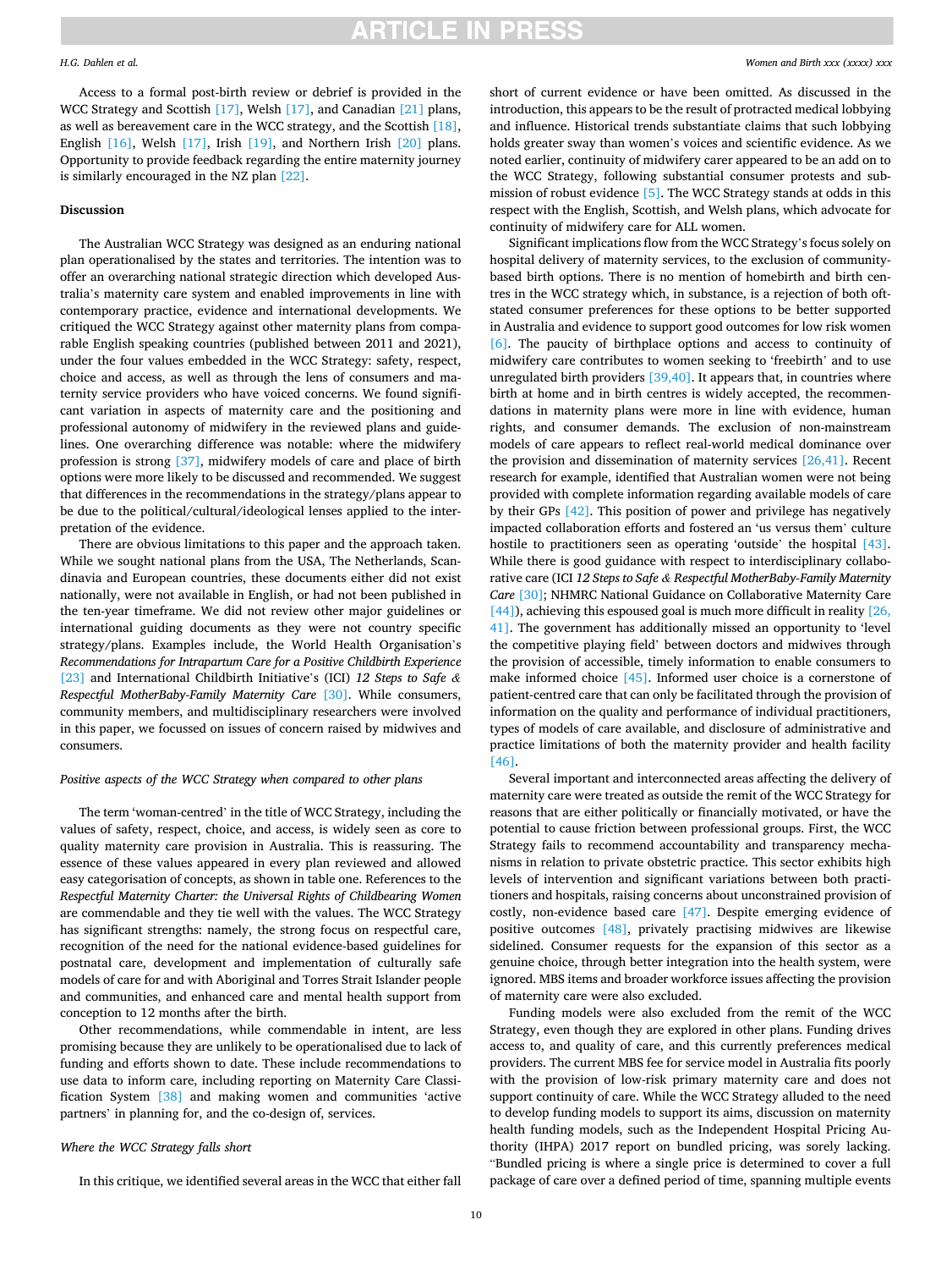Access to a formal post-birth review or debrief is provided in the WCC Strategy and Scottish [17], Welsh [17], and Canadian [21] plans, as well as bereavement care in the WCC strategy, and the Scottish [18], English [16], Welsh [17], Irish [19], and Northern Irish [20] plans. Opportunity to provide feedback regarding the entire maternity journey is similarly encouraged in the NZ plan [22].

## Discussion

The Australian WCC Strategy was designed as an enduring national plan operationalised by the states and territories. The intention was to offer an overarching national strategic direction which developed Australia's maternity care system and enabled improvements in line with contemporary practice, evidence and international developments. We critiqued the WCC Strategy against other maternity plans from comparable English speaking countries (published between 2011 and 2021), under the four values embedded in the WCC Strategy: safety, respect, choice and access, as well as through the lens of consumers and maternity service providers who have voiced concerns. We found significant variation in aspects of maternity care and the positioning and professional autonomy of midwifery in the reviewed plans and guidelines. One overarching difference was notable: where the midwifery profession is strong [37], midwifery models of care and place of birth options were more likely to be discussed and recommended. We suggest that differences in the recommendations in the strategy/plans appear to be due to the political/cultural/ideological lenses applied to the interpretation of the evidence.

There are obvious limitations to this paper and the approach taken. While we sought national plans from the USA, The Netherlands, Scandinavia and European countries, these documents either did not exist nationally, were not available in English, or had not been published in the ten-year timeframe. We did not review other major guidelines or international guiding documents as they were not country specific strategy/plans. Examples include, the World Health Organisation's *Recommendations for Intrapartum Care for a Positive Childbirth Experience* [23] and International Childbirth Initiative's (ICI) *12 Steps to Safe & Respectful MotherBaby-Family Maternity Care* [30]. While consumers, community members, and multidisciplinary researchers were involved in this paper, we focussed on issues of concern raised by midwives and consumers.

### *Positive aspects of the WCC Strategy when compared to other plans*

The term 'woman-centred' in the title of WCC Strategy, including the values of safety, respect, choice, and access, is widely seen as core to quality maternity care provision in Australia. This is reassuring. The essence of these values appeared in every plan reviewed and allowed easy categorisation of concepts, as shown in table one. References to the *Respectful Maternity Charter: the Universal Rights of Childbearing Women* are commendable and they tie well with the values. The WCC Strategy has significant strengths: namely, the strong focus on respectful care, recognition of the need for the national evidence-based guidelines for postnatal care, development and implementation of culturally safe models of care for and with Aboriginal and Torres Strait Islander people and communities, and enhanced care and mental health support from conception to 12 months after the birth.

Other recommendations, while commendable in intent, are less promising because they are unlikely to be operationalised due to lack of funding and efforts shown to date. These include recommendations to use data to inform care, including reporting on Maternity Care Classification System [38] and making women and communities 'active partners' in planning for, and the co-design of, services.

### *Where the WCC Strategy falls short*

In this critique, we identified several areas in the WCC that either fall short of current evidence or have been omitted. As discussed in the introduction, this appears to be the result of protracted medical lobbying and influence. Historical trends substantiate claims that such lobbying holds greater sway than women's voices and scientific evidence. As we noted earlier, continuity of midwifery carer appeared to be an add on to the WCC Strategy, following substantial consumer protests and submission of robust evidence [5]. The WCC Strategy stands at odds in this respect with the English, Scottish, and Welsh plans, which advocate for continuity of midwifery care for ALL women.

Significant implications flow from the WCC Strategy's focus solely on hospital delivery of maternity services, to the exclusion of community-based birth options. There is no mention of homebirth and birth centres in the WCC strategy which, in substance, is a rejection of both oft-stated consumer preferences for these options to be better supported in Australia and evidence to support good outcomes for low risk women [6]. The paucity of birthplace options and access to continuity of midwifery care contributes to women seeking to 'freebirth' and to use unregulated birth providers [39,40]. It appears that, in countries where birth at home and in birth centres is widely accepted, the recommendations in maternity plans were more in line with evidence, human rights, and consumer demands. The exclusion of non-mainstream models of care appears to reflect real-world medical dominance over the provision and dissemination of maternity services [26,41]. Recent research for example, identified that Australian women were not being provided with complete information regarding available models of care by their GPs [42]. This position of power and privilege has negatively impacted collaboration efforts and fostered an 'us versus them' culture hostile to practitioners seen as operating 'outside' the hospital [43]. While there is good guidance with respect to interdisciplinary collaborative care (ICI *12 Steps to Safe & Respectful MotherBaby-Family Maternity Care* [30]; NHMRC National Guidance on Collaborative Maternity Care [44]), achieving this espoused goal is much more difficult in reality [26,41]. The government has additionally missed an opportunity to 'level the competitive playing field' between doctors and midwives through the provision of accessible, timely information to enable consumers to make informed choice [45]. Informed user choice is a cornerstone of patient-centred care that can only be facilitated through the provision of information on the quality and performance of individual practitioners, types of models of care available, and disclosure of administrative and practice limitations of both the maternity provider and health facility [46].

Several important and interconnected areas affecting the delivery of maternity care were treated as outside the remit of the WCC Strategy for reasons that are either politically or financially motivated, or have the potential to cause friction between professional groups. First, the WCC Strategy fails to recommend accountability and transparency mechanisms in relation to private obstetric practice. This sector exhibits high levels of intervention and significant variations between both practitioners and hospitals, raising concerns about unconstrained provision of costly, non-evidence based care [47]. Despite emerging evidence of positive outcomes [48], privately practising midwives are likewise sidelined. Consumer requests for the expansion of this sector as a genuine choice, through better integration into the health system, were ignored. MBS items and broader workforce issues affecting the provision of maternity care were also excluded.

Funding models were also excluded from the remit of the WCC Strategy, even though they are explored in other plans. Funding drives access to, and quality of care, and this currently preferences medical providers. The current MBS fee for service model in Australia fits poorly with the provision of low-risk primary maternity care and does not support continuity of care. While the WCC Strategy alluded to the need to develop funding models to support its aims, discussion on maternity health funding models, such as the Independent Hospital Pricing Authority (IHPA) 2017 report on bundled pricing, was sorely lacking. "Bundled pricing is where a single price is determined to cover a full package of care over a defined period of time, spanning multiple events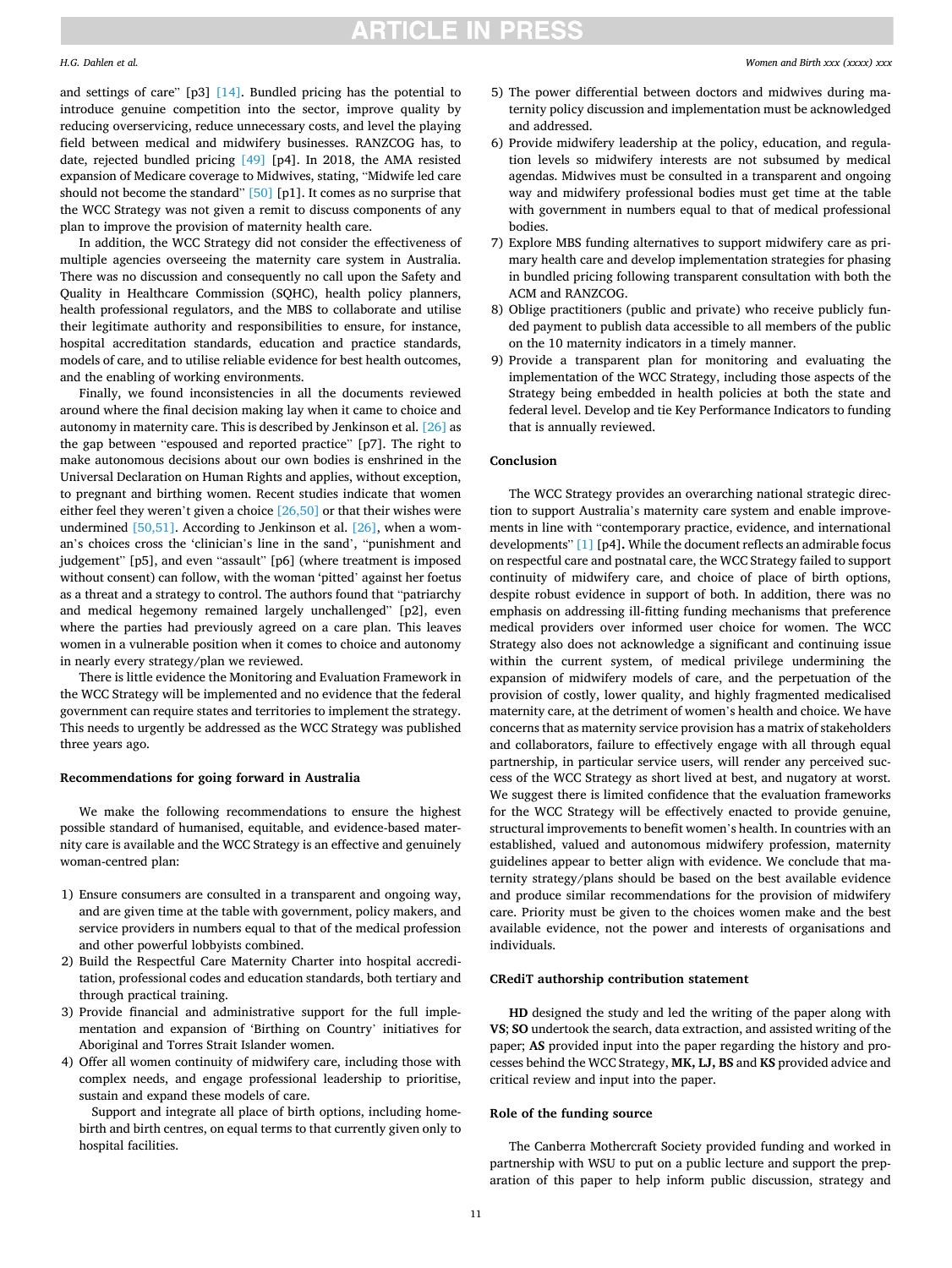and settings of care" [p3] [14]. Bundled pricing has the potential to introduce genuine competition into the sector, improve quality by reducing overservicing, reduce unnecessary costs, and level the playing field between medical and midwifery businesses. RANZCOG has, to date, rejected bundled pricing [49] [p4]. In 2018, the AMA resisted expansion of Medicare coverage to Midwives, stating, "Midwife led care should not become the standard" [50] [p1]. It comes as no surprise that the WCC Strategy was not given a remit to discuss components of any plan to improve the provision of maternity health care.

In addition, the WCC Strategy did not consider the effectiveness of multiple agencies overseeing the maternity care system in Australia. There was no discussion and consequently no call upon the Safety and Quality in Healthcare Commission (SQHC), health policy planners, health professional regulators, and the MBS to collaborate and utilise their legitimate authority and responsibilities to ensure, for instance, hospital accreditation standards, education and practice standards, models of care, and to utilise reliable evidence for best health outcomes, and the enabling of working environments.

Finally, we found inconsistencies in all the documents reviewed around where the final decision making lay when it came to choice and autonomy in maternity care. This is described by Jenkinson et al. [26] as the gap between "espoused and reported practice" [p7]. The right to make autonomous decisions about our own bodies is enshrined in the Universal Declaration on Human Rights and applies, without exception, to pregnant and birthing women. Recent studies indicate that women either feel they weren't given a choice [26,50] or that their wishes were undermined [50,51]. According to Jenkinson et al. [26], when a woman's choices cross the 'clinician's line in the sand', "punishment and judgement" [p5], and even "assault" [p6] (where treatment is imposed without consent) can follow, with the woman 'pitted' against her foetus as a threat and a strategy to control. The authors found that "patriarchy and medical hegemony remained largely unchallenged" [p2], even where the parties had previously agreed on a care plan. This leaves women in a vulnerable position when it comes to choice and autonomy in nearly every strategy/plan we reviewed.

There is little evidence the Monitoring and Evaluation Framework in the WCC Strategy will be implemented and no evidence that the federal government can require states and territories to implement the strategy. This needs to urgently be addressed as the WCC Strategy was published three years ago.

## Recommendations for going forward in Australia

We make the following recommendations to ensure the highest possible standard of humanised, equitable, and evidence-based maternity care is available and the WCC Strategy is an effective and genuinely woman-centred plan:

1) Ensure consumers are consulted in a transparent and ongoing way, and are given time at the table with government, policy makers, and service providers in numbers equal to that of the medical profession and other powerful lobbyists combined.
2) Build the Respectful Care Maternity Charter into hospital accreditation, professional codes and education standards, both tertiary and through practical training.
3) Provide financial and administrative support for the full implementation and expansion of 'Birthing on Country' initiatives for Aboriginal and Torres Strait Islander women.
4) Offer all women continuity of midwifery care, including those with complex needs, and engage professional leadership to prioritise, sustain and expand these models of care.

   Support and integrate all place of birth options, including homebirth and birth centres, on equal terms to that currently given only to hospital facilities.
5) The power differential between doctors and midwives during maternity policy discussion and implementation must be acknowledged and addressed.
6) Provide midwifery leadership at the policy, education, and regulation levels so midwifery interests are not subsumed by medical agendas. Midwives must be consulted in a transparent and ongoing way and midwifery professional bodies must get time at the table with government in numbers equal to that of medical professional bodies.
7) Explore MBS funding alternatives to support midwifery care as primary health care and develop implementation strategies for phasing in bundled pricing following transparent consultation with both the ACM and RANZCOG.
8) Oblige practitioners (public and private) who receive publicly funded payment to publish data accessible to all members of the public on the 10 maternity indicators in a timely manner.
9) Provide a transparent plan for monitoring and evaluating the implementation of the WCC Strategy, including those aspects of the Strategy being embedded in health policies at both the state and federal level. Develop and tie Key Performance Indicators to funding that is annually reviewed.

## Conclusion

The WCC Strategy provides an overarching national strategic direction to support Australia's maternity care system and enable improvements in line with "contemporary practice, evidence, and international developments" [1] [p4]. While the document reflects an admirable focus on respectful care and postnatal care, the WCC Strategy failed to support continuity of midwifery care, and choice of place of birth options, despite robust evidence in support of both. In addition, there was no emphasis on addressing ill-fitting funding mechanisms that preference medical providers over informed user choice for women. The WCC Strategy also does not acknowledge a significant and continuing issue within the current system, of medical privilege undermining the expansion of midwifery models of care, and the perpetuation of the provision of costly, lower quality, and highly fragmented medicalised maternity care, at the detriment of women's health and choice. We have concerns that as maternity service provision has a matrix of stakeholders and collaborators, failure to effectively engage with all through equal partnership, in particular service users, will render any perceived success of the WCC Strategy as short lived at best, and nugatory at worst. We suggest there is limited confidence that the evaluation frameworks for the WCC Strategy will be effectively enacted to provide genuine, structural improvements to benefit women's health. In countries with an established, valued and autonomous midwifery profession, maternity guidelines appear to better align with evidence. We conclude that maternity strategy/plans should be based on the best available evidence and produce similar recommendations for the provision of midwifery care. Priority must be given to the choices women make and the best available evidence, not the power and interests of organisations and individuals.

## CRediT authorship contribution statement

**HD** designed the study and led the writing of the paper along with **VS**; **SO** undertook the search, data extraction, and assisted writing of the paper; **AS** provided input into the paper regarding the history and processes behind the WCC Strategy, **MK, LJ, BS** and **KS** provided advice and critical review and input into the paper.

## Role of the funding source

The Canberra Mothercraft Society provided funding and worked in partnership with WSU to put on a public lecture and support the preparation of this paper to help inform public discussion, strategy and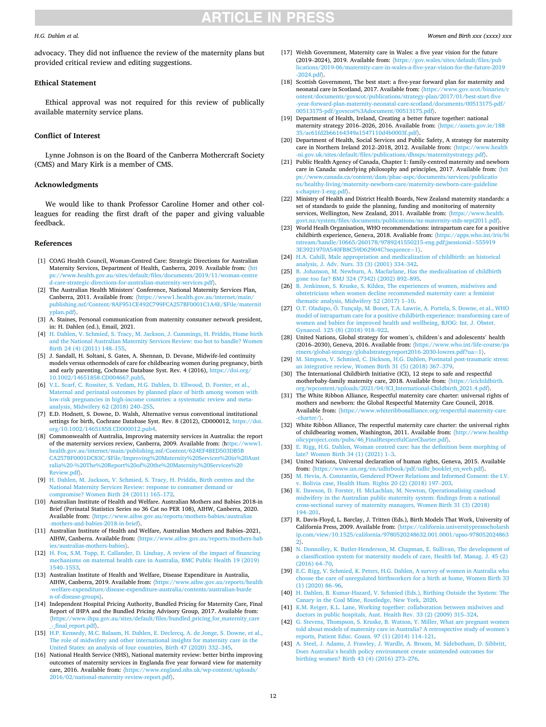advocacy. They did not influence the review of the maternity plans but provided critical review and editing suggestions.

## Ethical Statement

Ethical approval was not required for this review of publically available maternity service plans.

## Conflict of Interest

Lynne Johnson is on the Board of the Canberra Mothercraft Society (CMS) and Mary Kirk is a member of CMS.

## Acknowledgments

We would like to thank Professor Caroline Homer and other colleagues for reading the first draft of the paper and giving valuable feedback.

## References

[1] COAG Health Council, Woman-Centred Care: Strategic Directions for Australian Maternity Services, Department of Health, Canberra, 2019. Available from: ⟨https://www.health.gov.au/sites/default/files/documents/2019/11/woman-centred-care-strategic-directions-for-australian-maternity-services.pdf⟩.

[2] The Australian Health Ministers' Conference, National Maternity Services Plan, Canberra, 2011. Available from: ⟨https://www1.health.gov.au/internet/main/publishing.nsf/Content/8AF951CE492C799FCA257BF0001C1A4E/$File/maternityplan.pdf⟩.

[3] A. Staines, Personal communication from maternity consumer network president, in: H. Dahlen (ed.), Email, 2021.

[4] H. Dahlen, V. Schmied, S. Tracy, M. Jackson, J. Cummings, H. Priddis, Home birth and the National Australian Maternity Services Review: too hot to handle? Women Birth 24 (4) (2011) 148–155.

[5] J. Sandall, H. Soltani, S. Gates, A. Shennan, D. Devane, Midwife-led continuity models versus othermodels of care for childbearing women during pregnancy, birth and early parenting, Cochrane Database Syst. Rev. 4 (2016), https://doi.org/10.1002/14651858.CD004667.pub5.

[6] V.L. Scarf, C. Rossiter, S. Vedam, H.G. Dahlen, D. Ellwood, D. Forster, et al., Maternal and perinatal outcomes by planned place of birth among women with low-risk pregnancies in high-income countries: a systematic review and meta-analysis, Midwifery 62 (2018) 240–255.

[7] E.D. Hodnett, S. Downe, D. Walsh, Alternative versus conventional institutional settings for birth, Cochrane Database Syst. Rev. 8 (2012), CD000012, https://doi.org/10.1002/14651858.CD000012.pub4.

[8] Commonwealth of Australia, Improving maternity services in Australia: the report of the maternity services review, Canberra, 2009. Available from: ⟨https://www1.health.gov.au/internet/main/publishing.nsf/Content/624EF4BED503DB5BCA257BF0001DC83C/$File/Improving%20Maternity%20Services%20in%20Australia%20-%20The%20Report%20of%20the%20Maternity%20Services%20Review.pdf⟩.

[9] H. Dahlen, M. Jackson, V. Schmied, S. Tracy, H. Priddis, Birth centres and the National Maternity Services Review: response to consumer demand or compromise? Women Birth 24 (2011) 165–172.

[10] Australian Institute of Health and Welfare. Australian Mothers and Babies 2018-in Brief (Perinatal Statistics Series no 36 Cat no PER 108), AIHW, Canberra, 2020. Available from: ⟨https://www.aihw.gov.au/reports/mothers-babies/australias-mothers-and-babies-2018-in-brief⟩.

[11] Australian Institute of Health and Welfare, Australian Mothers and Babies–2021, AIHW, Canberra. Available from: ⟨https://www.aihw.gov.au/reports/mothers-babies/australias-mothers-babies⟩.

[12] H. Fox, S.M. Topp, E. Callander, D. Lindsay, A review of the impact of financing mechanisms on maternal health care in Australia, BMC Public Health 19 (2019) 1540–1553.

[13] Australian Institute of Health and Welfare, Disease Expenditure in Australia, AIHW, Canberra, 2019. Available from: ⟨https://www.aihw.gov.au/reports/health-welfare-expenditure/disease-expenditure-australia/contents/australian-burden-of-disease-groups⟩.

[14] Independent Hospital Pricing Authority, Bundled Pricing for Maternity Care, Final Report of IHPA and the Bundled Pricing Advisory Group, 2017. Available from: ⟨https://www.ihpa.gov.au/sites/default/files/bundled_pricing_for_maternity_care_-_final_report.pdf⟩.

[15] H.P. Kennedy, M.C. Balaam, H. Dahlen, E. Declercq, A. de Jonge, S. Downe, et al., The role of midwifery and other international insights for maternity care in the United States: an analysis of four countries, Birth 47 (2020) 332–345.

[16] National Health Service (NHS), National maternity review: better births improving outcomes of maternity services in Englanda five year forward view for maternity care, 2016. Available from: ⟨https://www.england.nhs.uk/wp-content/uploads/2016/02/national-maternity-review-report.pdf⟩.

[17] Welsh Government, Maternity care in Wales: a five year vision for the future (2019–2024), 2019. Available from: ⟨https://gov.wales/sites/default/files/publications/2019-06/maternity-care-in-wales-a-five-year-vision-for-the-future-2019-2024.pdf⟩.

[18] Scottish Government, The best start: a five-year forward plan for maternity and neonatal care in Scotland, 2017. Available from: ⟨https://www.gov.scot/binaries/content/documents/govscot/publications/strategy-plan/2017/01/best-start-five-year-forward-plan-maternity-neonatal-care-scotland/documents/00513175-pdf/00513175-pdf/govscot%3Adocument/00513175.pdf⟩.

[19] Department of Health, Ireland, Creating a better future together: national maternity strategy 2016–2026, 2016. Available from: ⟨https://assets.gov.ie/18835/ac61fd2b66164349a1547110d4b0003f.pdf⟩.

[20] Department of Health, Social Services and Public Safety, A strategy for maternity care in Northern Ireland 2012–2018, 2012. Available from: ⟨https://www.health-ni.gov.uk/sites/default/files/publications/dhssps/maternitystrategy.pdf⟩.

[21] Public Health Agency of Canada, Chapter 1: family-centred maternity and newborn care in Canada: underlying philosophy and principles, 2017. Available from: ⟨https://www.canada.ca/content/dam/phac-aspc/documents/services/publications/healthy-living/maternity-newborn-care/maternity-newborn-care-guidelines-chapter-1-eng.pdf⟩.

[22] Ministry of Health and District Health Boards, New Zealand maternity standards: a set of standards to guide the planning, funding and monitoring of maternity services, Wellington, New Zealand, 2011. Available from: ⟨https://www.health.govt.nz/system/files/documents/publications/nz-maternity-stds-sept2011.pdf⟩.

[23] World Health Organisation, WHO recommendations: intrapartum care for a positive childbirth experience, Geneva, 2018. Available from: ⟨https://apps.who.int/iris/bitstream/handle/10665/260178/9789241550215-eng.pdf;jsessionid=5559193E3921970A540FB8C59D62904C?sequence=1⟩.

[24] H.A. Cahill, Male appropriation and medicalization of childbirth: an historical analysis, J. Adv. Nurs. 33 (3) (2001) 334–342.

[25] R. Johanson, M. Newburn, A. Macfarlane, Has the medicalisation of childbirth gone too far? BMJ 324 (7342) (2002) 892–895.

[26] B. Jenkinson, S. Kruske, S. Kildea, The experiences of women, midwives and obstetricians when women decline recommended maternity care: a feminist thematic analysis, Midwifery 52 (2017) 1–10.

[27] O.T. Oladapo, Ö. Tunçalp, M. Bonet, T.A. Lawrie, A. Portela, S. Downe, et al., WHO model of intrapartum care for a positive childbirth experience: transforming care of women and babies for improved health and wellbeing, BJOG: Int. J. Obstet. Gynaecol. 125 (8) (2018) 918–922.

[28] United Nations, Global strategy for women's, children's and adolescents' health (2016–2030), Geneva, 2016. Available from: ⟨https://www.who.int/life-course/partners/global-strategy/globalstrategyreport2016-2030-lowres.pdf?ua=1⟩.

[29] M. Simpson, V. Schmied, C. Dickson, H.G. Dahlen, Postnatal post-traumatic stress: an integrative review, Women Birth 31 (5) (2018) 367–379.

[30] The International Childbirth Initiative (ICI), 12 steps to safe and respectful motherbaby-family maternity care, 2018. Available from: ⟨https://icichildbirth.org/wpcontent/uploads/2021/04/ICI_International-Childbirth_2021.4.pdf⟩.

[31] The White Ribbon Alliance, Respectful maternity care charter: universal rights of mothers and newborn: the Global Respectful Maternity Care Council, 2018. Available from: ⟨https://www.whiteribbonalliance.org/respectful-maternity-care-charter/⟩.

[32] White Ribbon Alliance, The respectful maternity care charter: the universal rights of childbearing women, Washington, 2011. Available from: ⟨http://www.healthpolicyproject.com/pubs/46_FinalRespectfulCareCharter.pdf⟩.

[33] E. Rigg, H.G. Dahlen, Woman centred care: has the definition been morphing of late? Women Birth 34 (1) (2021) 1–3.

[34] United Nations, Universal declaration of human rights, Geneva, 2015. Available from: ⟨https://www.un.org/en/udhrbook/pdf/udhr_booklet_en_web.pdf⟩.

[35] M. Hevia, A. Constantin, Gendered POwer Relations and Informed Consent: the I.V. v. Bolivia case, Health Hum. Rights 20 (2) (2018) 197–203.

[36] K. Dawson, D. Forster, H. McLachlan, M. Newton, Operationalising caseload midwifery in the Australian public maternity system: findings from a national cross-sectional survey of maternity managers, Women Birth 31 (3) (2018) 194–201.

[37] R. Davis-Floyd, L. Barclay, J. Tritten (Eds.), Birth Models That Work, University of California Press, 2009. Available from: ⟨https://california.universitypressscholarship.com/view/10.1525/california/9780520248632.001.0001/upso-9780520248632⟩.

[38] N. Donnolley, K. Butler-Henderson, M. Chapman, E. Sullivan, The development of a classification system for maternity models of care, Health Inf. Manag. J. 45 (2) (2016) 64–70.

[39] E.C. Rigg, V. Schmied, K. Peters, H.G. Dahlen, A survey of women in Australia who choose the care of unregulated birthworkers for a birth at home, Women Birth 33 (1) (2020) 86–96.

[40] H. Dahlen, B. Kumar-Hazard, V. Schmied (Eds.), Birthing Outside the System: The Canary in the Coal Mine, Routledge, New York, 2020.

[41] K.M. Reiger, K.L. Lane, Working together: collaboration between midwives and doctors in public hospitals, Aust. Health Rev. 33 (2) (2009) 315–324.

[42] G. Stevens, Thompson, S. Kruske, B. Watson, Y. Miller, What are pregnant women told about models of maternity care in Australia? A retrospective study of women's reports, Patient Educ. Couns. 97 (1) (2014) 114–121.

[43] A. Steel, J. Adams, J. Frawley, J. Wardle, A. Broom, M. Sidebotham, D. Sibbritt, Does Australia's health policy environment create unintended outcomes for birthing women? Birth 43 (4) (2016) 273–276.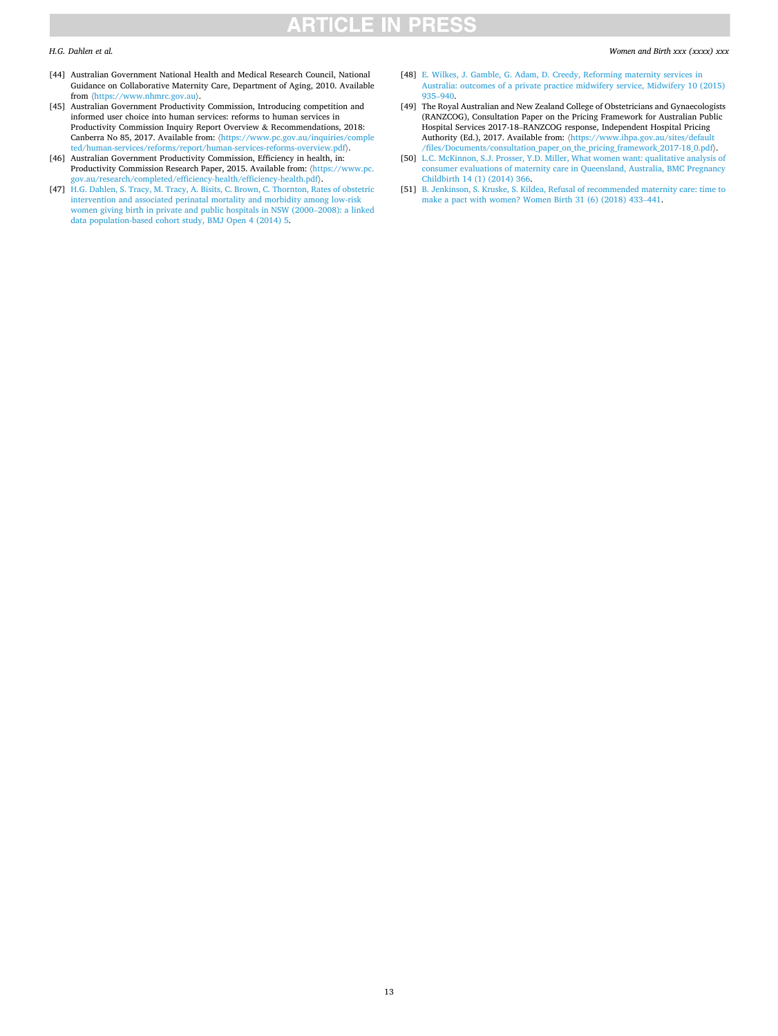[44] Australian Government National Health and Medical Research Council, National Guidance on Collaborative Maternity Care, Department of Aging, 2010. Available from ⟨https://www.nhmrc.gov.au⟩.

[45] Australian Government Productivity Commission, Introducing competition and informed user choice into human services: reforms to human services in Productivity Commission Inquiry Report Overview & Recommendations, 2018: Canberra No 85, 2017. Available from: ⟨https://www.pc.gov.au/inquiries/completed/human-services/reforms/report/human-services-reforms-overview.pdf⟩.

[46] Australian Government Productivity Commission, Efficiency in health, in: Productivity Commission Research Paper, 2015. Available from: ⟨https://www.pc.gov.au/research/completed/efficiency-health/efficiency-health.pdf⟩.

[47] H.G. Dahlen, S. Tracy, M. Tracy, A. Bisits, C. Brown, C. Thornton, Rates of obstetric intervention and associated perinatal mortality and morbidity among low-risk women giving birth in private and public hospitals in NSW (2000–2008): a linked data population-based cohort study, BMJ Open 4 (2014) 5.

[48] E. Wilkes, J. Gamble, G. Adam, D. Creedy, Reforming maternity services in Australia: outcomes of a private practice midwifery service, Midwifery 10 (2015) 935–940.

[49] The Royal Australian and New Zealand College of Obstetricians and Gynaecologists (RANZCOG), Consultation Paper on the Pricing Framework for Australian Public Hospital Services 2017-18–RANZCOG response, Independent Hospital Pricing Authority (Ed.), 2017. Available from: ⟨https://www.ihpa.gov.au/sites/default/files/Documents/consultation_paper_on_the_pricing_framework_2017-18_0.pdf⟩.

[50] L.C. McKinnon, S.J. Prosser, Y.D. Miller, What women want: qualitative analysis of consumer evaluations of maternity care in Queensland, Australia, BMC Pregnancy Childbirth 14 (1) (2014) 366.

[51] B. Jenkinson, S. Kruske, S. Kildea, Refusal of recommended maternity care: time to make a pact with women? Women Birth 31 (6) (2018) 433–441.